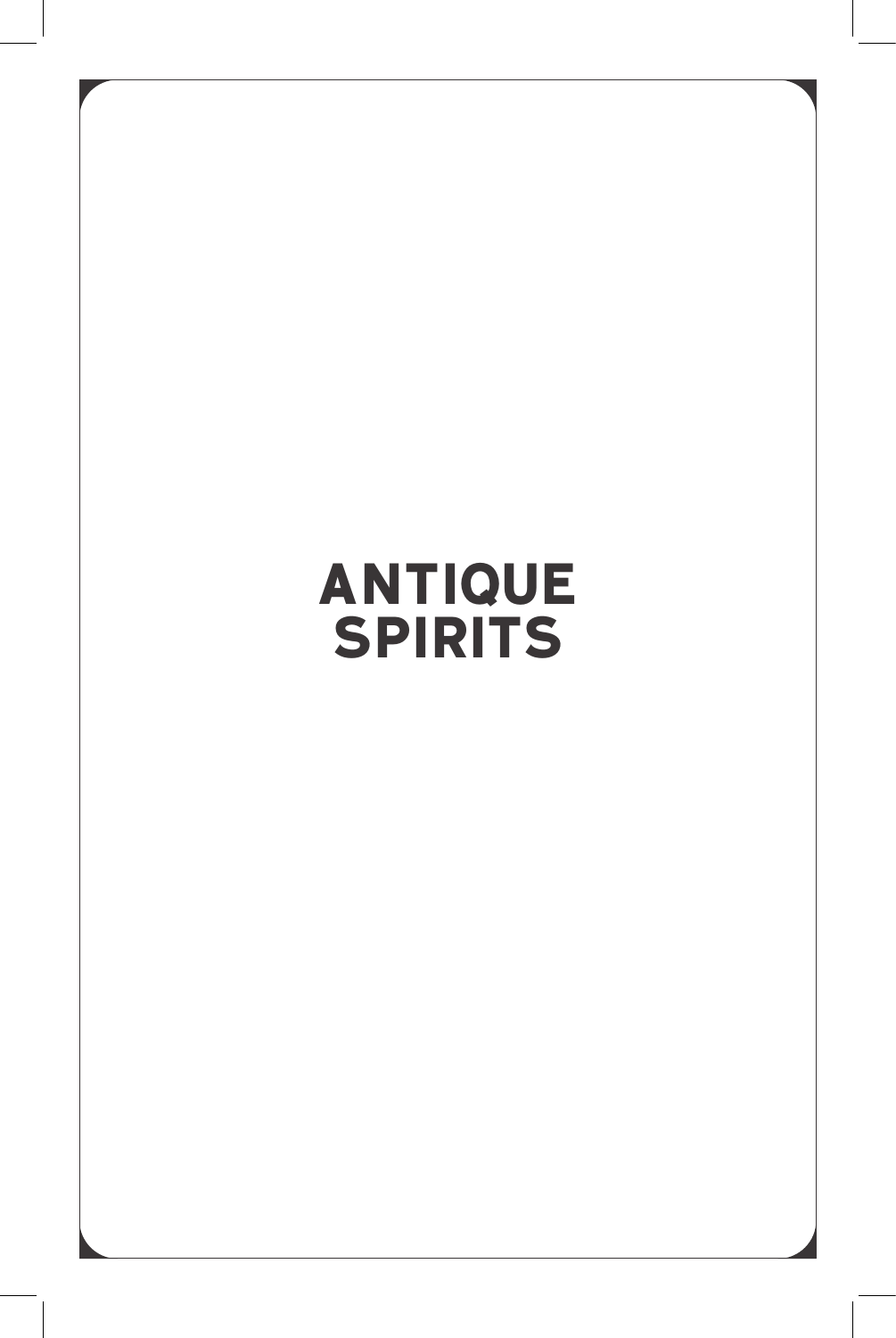# ANTIQUE SPIRITS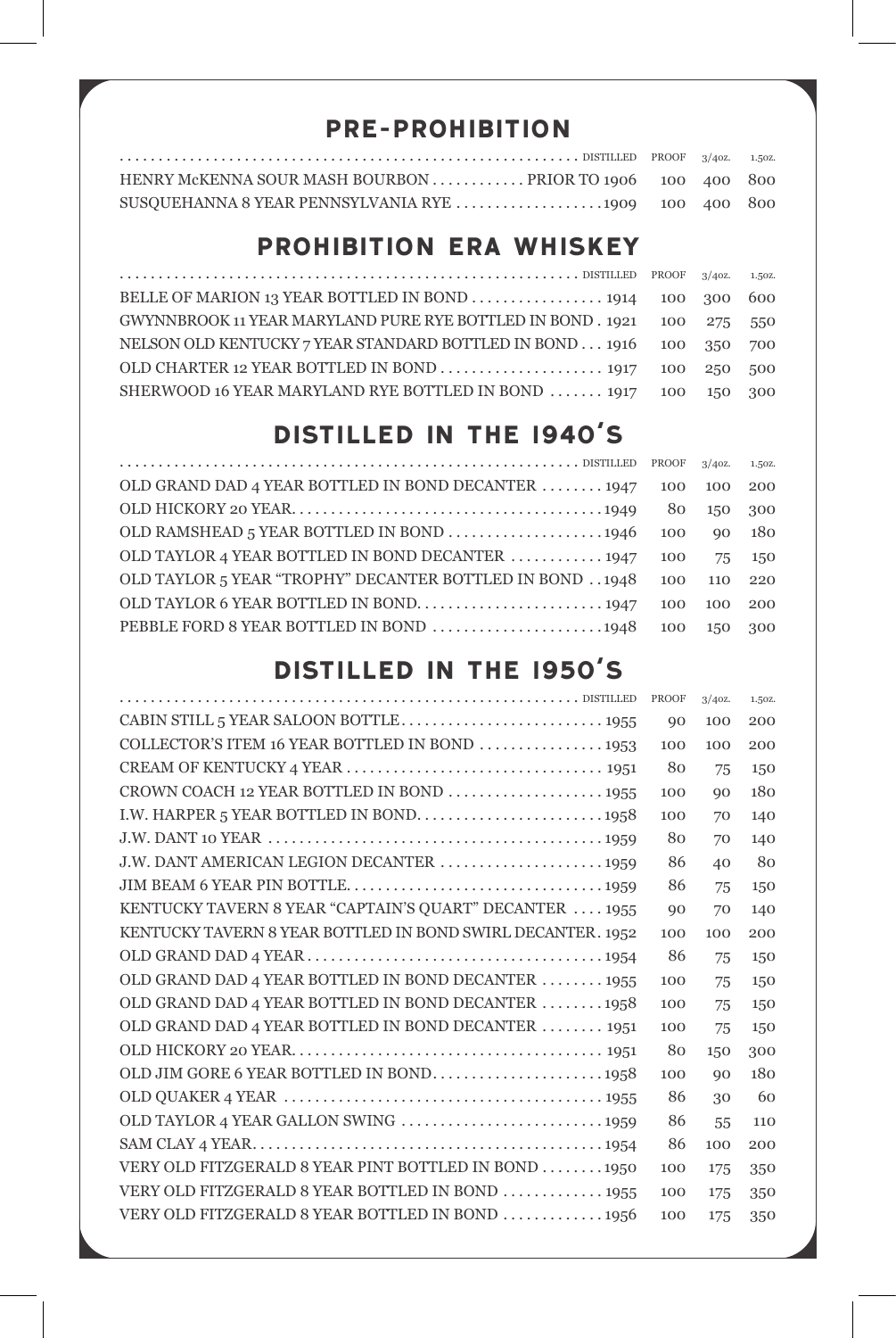## PRE-PROHIBITION

| | DISTILLED | PROOF | 3/4OZ. | 1.5OZ. |
|---|---|---|---|---|
| HENRY McKENNA SOUR MASH BOURBON | PRIOR TO 1906 | 100 | 400 | 800 |
| SUSQUEHANNA 8 YEAR PENNSYLVANIA RYE | 1909 | 100 | 400 | 800 |

## PROHIBITION ERA WHISKEY

| | DISTILLED | PROOF | 3/4OZ. | 1.5OZ. |
|---|---|---|---|---|
| BELLE OF MARION 13 YEAR BOTTLED IN BOND | 1914 | 100 | 300 | 600 |
| GWYNNBROOK 11 YEAR MARYLAND PURE RYE BOTTLED IN BOND | 1921 | 100 | 275 | 550 |
| NELSON OLD KENTUCKY 7 YEAR STANDARD BOTTLED IN BOND | 1916 | 100 | 350 | 700 |
| OLD CHARTER 12 YEAR BOTTLED IN BOND | 1917 | 100 | 250 | 500 |
| SHERWOOD 16 YEAR MARYLAND RYE BOTTLED IN BOND | 1917 | 100 | 150 | 300 |

## DISTILLED IN THE 1940'S

| | DISTILLED | PROOF | 3/4OZ. | 1.5OZ. |
|---|---|---|---|---|
| OLD GRAND DAD 4 YEAR BOTTLED IN BOND DECANTER | 1947 | 100 | 100 | 200 |
| OLD HICKORY 20 YEAR | 1949 | 80 | 150 | 300 |
| OLD RAMSHEAD 5 YEAR BOTTLED IN BOND | 1946 | 100 | 90 | 180 |
| OLD TAYLOR 4 YEAR BOTTLED IN BOND DECANTER | 1947 | 100 | 75 | 150 |
| OLD TAYLOR 5 YEAR "TROPHY" DECANTER BOTTLED IN BOND | 1948 | 100 | 110 | 220 |
| OLD TAYLOR 6 YEAR BOTTLED IN BOND | 1947 | 100 | 100 | 200 |
| PEBBLE FORD 8 YEAR BOTTLED IN BOND | 1948 | 100 | 150 | 300 |

## DISTILLED IN THE 1950'S

| | DISTILLED | PROOF | 3/4OZ. | 1.5OZ. |
|---|---|---|---|---|
| CABIN STILL 5 YEAR SALOON BOTTLE | 1955 | 90 | 100 | 200 |
| COLLECTOR'S ITEM 16 YEAR BOTTLED IN BOND | 1953 | 100 | 100 | 200 |
| CREAM OF KENTUCKY 4 YEAR | 1951 | 80 | 75 | 150 |
| CROWN COACH 12 YEAR BOTTLED IN BOND | 1955 | 100 | 90 | 180 |
| I.W. HARPER 5 YEAR BOTTLED IN BOND | 1958 | 100 | 70 | 140 |
| J.W. DANT 10 YEAR | 1959 | 80 | 70 | 140 |
| J.W. DANT AMERICAN LEGION DECANTER | 1959 | 86 | 40 | 80 |
| JIM BEAM 6 YEAR PIN BOTTLE | 1959 | 86 | 75 | 150 |
| KENTUCKY TAVERN 8 YEAR "CAPTAIN'S QUART" DECANTER | 1955 | 90 | 70 | 140 |
| KENTUCKY TAVERN 8 YEAR BOTTLED IN BOND SWIRL DECANTER | 1952 | 100 | 100 | 200 |
| OLD GRAND DAD 4 YEAR | 1954 | 86 | 75 | 150 |
| OLD GRAND DAD 4 YEAR BOTTLED IN BOND DECANTER | 1955 | 100 | 75 | 150 |
| OLD GRAND DAD 4 YEAR BOTTLED IN BOND DECANTER | 1958 | 100 | 75 | 150 |
| OLD GRAND DAD 4 YEAR BOTTLED IN BOND DECANTER | 1951 | 100 | 75 | 150 |
| OLD HICKORY 20 YEAR | 1951 | 80 | 150 | 300 |
| OLD JIM GORE 6 YEAR BOTTLED IN BOND | 1958 | 100 | 90 | 180 |
| OLD QUAKER 4 YEAR | 1955 | 86 | 30 | 60 |
| OLD TAYLOR 4 YEAR GALLON SWING | 1959 | 86 | 55 | 110 |
| SAM CLAY 4 YEAR | 1954 | 86 | 100 | 200 |
| VERY OLD FITZGERALD 8 YEAR PINT BOTTLED IN BOND | 1950 | 100 | 175 | 350 |
| VERY OLD FITZGERALD 8 YEAR BOTTLED IN BOND | 1955 | 100 | 175 | 350 |
| VERY OLD FITZGERALD 8 YEAR BOTTLED IN BOND | 1956 | 100 | 175 | 350 |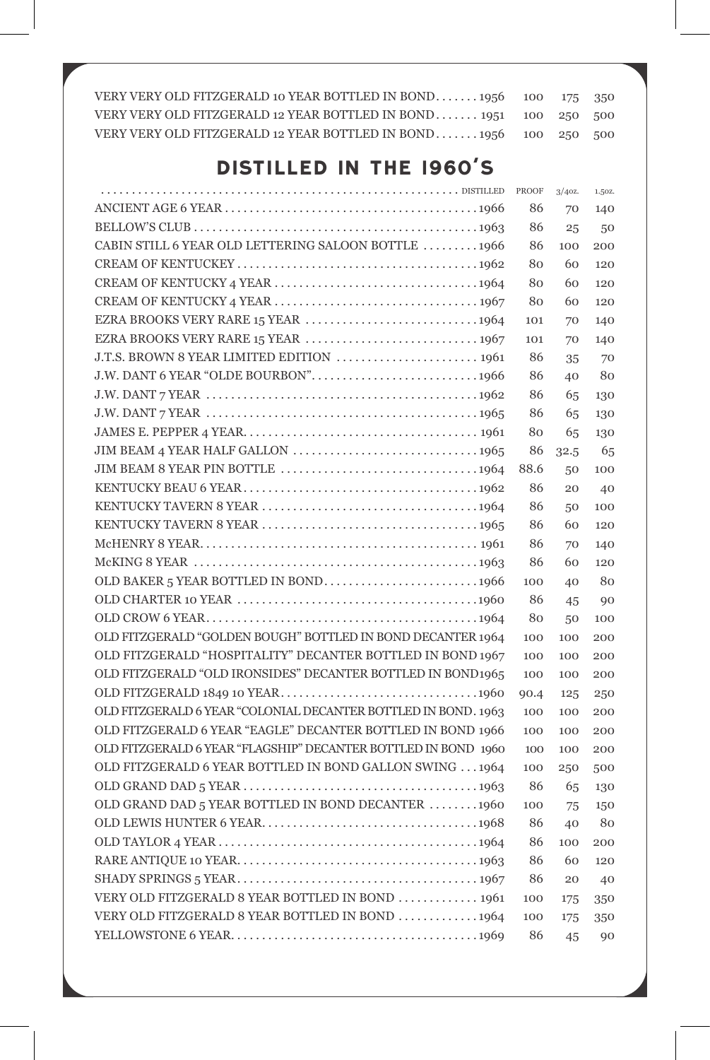| | | | | |
|---|---|---|---|---|
| VERY VERY OLD FITZGERALD 10 YEAR BOTTLED IN BOND | 1956 | 100 | 175 | 350 |
| VERY VERY OLD FITZGERALD 12 YEAR BOTTLED IN BOND | 1951 | 100 | 250 | 500 |
| VERY VERY OLD FITZGERALD 12 YEAR BOTTLED IN BOND | 1956 | 100 | 250 | 500 |

## DISTILLED IN THE 1960'S

| | DISTILLED | PROOF | 3/4OZ. | 1.5OZ. |
|---|---|---|---|---|
| ANCIENT AGE 6 YEAR | 1966 | 86 | 70 | 140 |
| BELLOW'S CLUB | 1963 | 86 | 25 | 50 |
| CABIN STILL 6 YEAR OLD LETTERING SALOON BOTTLE | 1966 | 86 | 100 | 200 |
| CREAM OF KENTUCKEY | 1962 | 80 | 60 | 120 |
| CREAM OF KENTUCKY 4 YEAR | 1964 | 80 | 60 | 120 |
| CREAM OF KENTUCKY 4 YEAR | 1967 | 80 | 60 | 120 |
| EZRA BROOKS VERY RARE 15 YEAR | 1964 | 101 | 70 | 140 |
| EZRA BROOKS VERY RARE 15 YEAR | 1967 | 101 | 70 | 140 |
| J.T.S. BROWN 8 YEAR LIMITED EDITION | 1961 | 86 | 35 | 70 |
| J.W. DANT 6 YEAR "OLDE BOURBON" | 1966 | 86 | 40 | 80 |
| J.W. DANT 7 YEAR | 1962 | 86 | 65 | 130 |
| J.W. DANT 7 YEAR | 1965 | 86 | 65 | 130 |
| JAMES E. PEPPER 4 YEAR | 1961 | 80 | 65 | 130 |
| JIM BEAM 4 YEAR HALF GALLON | 1965 | 86 | 32.5 | 65 |
| JIM BEAM 8 YEAR PIN BOTTLE | 1964 | 88.6 | 50 | 100 |
| KENTUCKY BEAU 6 YEAR | 1962 | 86 | 20 | 40 |
| KENTUCKY TAVERN 8 YEAR | 1964 | 86 | 50 | 100 |
| KENTUCKY TAVERN 8 YEAR | 1965 | 86 | 60 | 120 |
| McHENRY 8 YEAR | 1961 | 86 | 70 | 140 |
| McKING 8 YEAR | 1963 | 86 | 60 | 120 |
| OLD BAKER 5 YEAR BOTTLED IN BOND | 1966 | 100 | 40 | 80 |
| OLD CHARTER 10 YEAR | 1960 | 86 | 45 | 90 |
| OLD CROW 6 YEAR | 1964 | 80 | 50 | 100 |
| OLD FITZGERALD "GOLDEN BOUGH" BOTTLED IN BOND DECANTER | 1964 | 100 | 100 | 200 |
| OLD FITZGERALD "HOSPITALITY" DECANTER BOTTLED IN BOND | 1967 | 100 | 100 | 200 |
| OLD FITZGERALD "OLD IRONSIDES" DECANTER BOTTLED IN BOND | 1965 | 100 | 100 | 200 |
| OLD FITZGERALD 1849 10 YEAR | 1960 | 90.4 | 125 | 250 |
| OLD FITZGERALD 6 YEAR "COLONIAL DECANTER BOTTLED IN BOND | 1963 | 100 | 100 | 200 |
| OLD FITZGERALD 6 YEAR "EAGLE" DECANTER BOTTLED IN BOND | 1966 | 100 | 100 | 200 |
| OLD FITZGERALD 6 YEAR "FLAGSHIP" DECANTER BOTTLED IN BOND | 1960 | 100 | 100 | 200 |
| OLD FITZGERALD 6 YEAR BOTTLED IN BOND GALLON SWING | 1964 | 100 | 250 | 500 |
| OLD GRAND DAD 5 YEAR | 1963 | 86 | 65 | 130 |
| OLD GRAND DAD 5 YEAR BOTTLED IN BOND DECANTER | 1960 | 100 | 75 | 150 |
| OLD LEWIS HUNTER 6 YEAR | 1968 | 86 | 40 | 80 |
| OLD TAYLOR 4 YEAR | 1964 | 86 | 100 | 200 |
| RARE ANTIQUE 10 YEAR | 1963 | 86 | 60 | 120 |
| SHADY SPRINGS 5 YEAR | 1967 | 86 | 20 | 40 |
| VERY OLD FITZGERALD 8 YEAR BOTTLED IN BOND | 1961 | 100 | 175 | 350 |
| VERY OLD FITZGERALD 8 YEAR BOTTLED IN BOND | 1964 | 100 | 175 | 350 |
| YELLOWSTONE 6 YEAR | 1969 | 86 | 45 | 90 |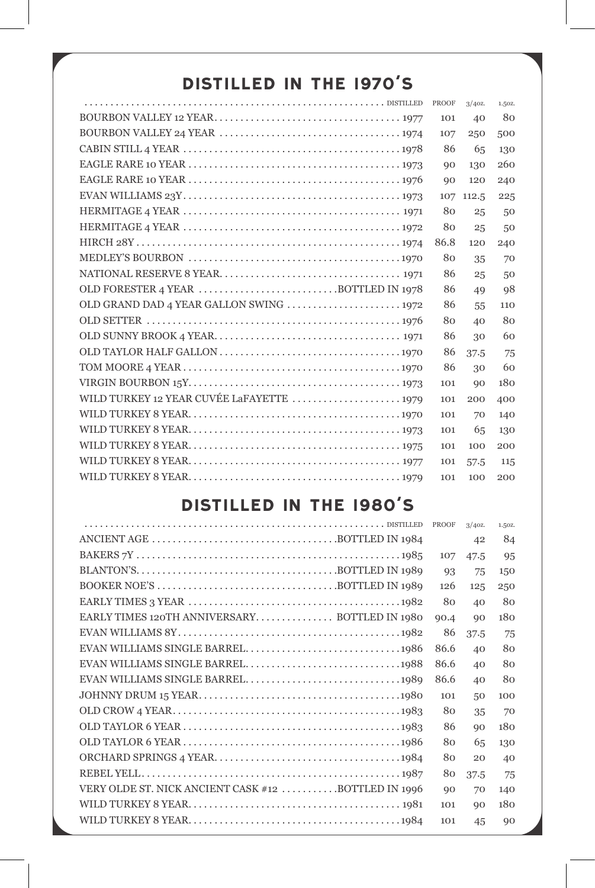## DISTILLED IN THE 1970'S

| | DISTILLED | PROOF | 3/4OZ. | 1.5OZ. |
|---|---|---|---|---|
| BOURBON VALLEY 12 YEAR | 1977 | 101 | 40 | 80 |
| BOURBON VALLEY 24 YEAR | 1974 | 107 | 250 | 500 |
| CABIN STILL 4 YEAR | 1978 | 86 | 65 | 130 |
| EAGLE RARE 10 YEAR | 1973 | 90 | 130 | 260 |
| EAGLE RARE 10 YEAR | 1976 | 90 | 120 | 240 |
| EVAN WILLIAMS 23Y | 1973 | 107 | 112.5 | 225 |
| HERMITAGE 4 YEAR | 1971 | 80 | 25 | 50 |
| HERMITAGE 4 YEAR | 1972 | 80 | 25 | 50 |
| HIRCH 28Y | 1974 | 86.8 | 120 | 240 |
| MEDLEY'S BOURBON | 1970 | 80 | 35 | 70 |
| NATIONAL RESERVE 8 YEAR | 1971 | 86 | 25 | 50 |
| OLD FORESTER 4 YEAR | BOTTLED IN 1978 | 86 | 49 | 98 |
| OLD GRAND DAD 4 YEAR GALLON SWING | 1972 | 86 | 55 | 110 |
| OLD SETTER | 1976 | 80 | 40 | 80 |
| OLD SUNNY BROOK 4 YEAR | 1971 | 86 | 30 | 60 |
| OLD TAYLOR HALF GALLON | 1970 | 86 | 37.5 | 75 |
| TOM MOORE 4 YEAR | 1970 | 86 | 30 | 60 |
| VIRGIN BOURBON 15Y | 1973 | 101 | 90 | 180 |
| WILD TURKEY 12 YEAR CUVÉE LaFAYETTE | 1979 | 101 | 200 | 400 |
| WILD TURKEY 8 YEAR | 1970 | 101 | 70 | 140 |
| WILD TURKEY 8 YEAR | 1973 | 101 | 65 | 130 |
| WILD TURKEY 8 YEAR | 1975 | 101 | 100 | 200 |
| WILD TURKEY 8 YEAR | 1977 | 101 | 57.5 | 115 |
| WILD TURKEY 8 YEAR | 1979 | 101 | 100 | 200 |

## DISTILLED IN THE 1980'S

| | DISTILLED | PROOF | 3/4OZ. | 1.5OZ. |
|---|---|---|---|---|
| ANCIENT AGE | BOTTLED IN 1984 | | 42 | 84 |
| BAKERS 7Y | 1985 | 107 | 47.5 | 95 |
| BLANTON'S | BOTTLED IN 1989 | 93 | 75 | 150 |
| BOOKER NOE'S | BOTTLED IN 1989 | 126 | 125 | 250 |
| EARLY TIMES 3 YEAR | 1982 | 80 | 40 | 80 |
| EARLY TIMES 120TH ANNIVERSARY | BOTTLED IN 1980 | 90.4 | 90 | 180 |
| EVAN WILLIAMS 8Y | 1982 | 86 | 37.5 | 75 |
| EVAN WILLIAMS SINGLE BARREL | 1986 | 86.6 | 40 | 80 |
| EVAN WILLIAMS SINGLE BARREL | 1988 | 86.6 | 40 | 80 |
| EVAN WILLIAMS SINGLE BARREL | 1989 | 86.6 | 40 | 80 |
| JOHNNY DRUM 15 YEAR | 1980 | 101 | 50 | 100 |
| OLD CROW 4 YEAR | 1983 | 80 | 35 | 70 |
| OLD TAYLOR 6 YEAR | 1983 | 86 | 90 | 180 |
| OLD TAYLOR 6 YEAR | 1986 | 80 | 65 | 130 |
| ORCHARD SPRINGS 4 YEAR | 1984 | 80 | 20 | 40 |
| REBEL YELL | 1987 | 80 | 37.5 | 75 |
| VERY OLDE ST. NICK ANCIENT CASK #12 | BOTTLED IN 1996 | 90 | 70 | 140 |
| WILD TURKEY 8 YEAR | 1981 | 101 | 90 | 180 |
| WILD TURKEY 8 YEAR | 1984 | 101 | 45 | 90 |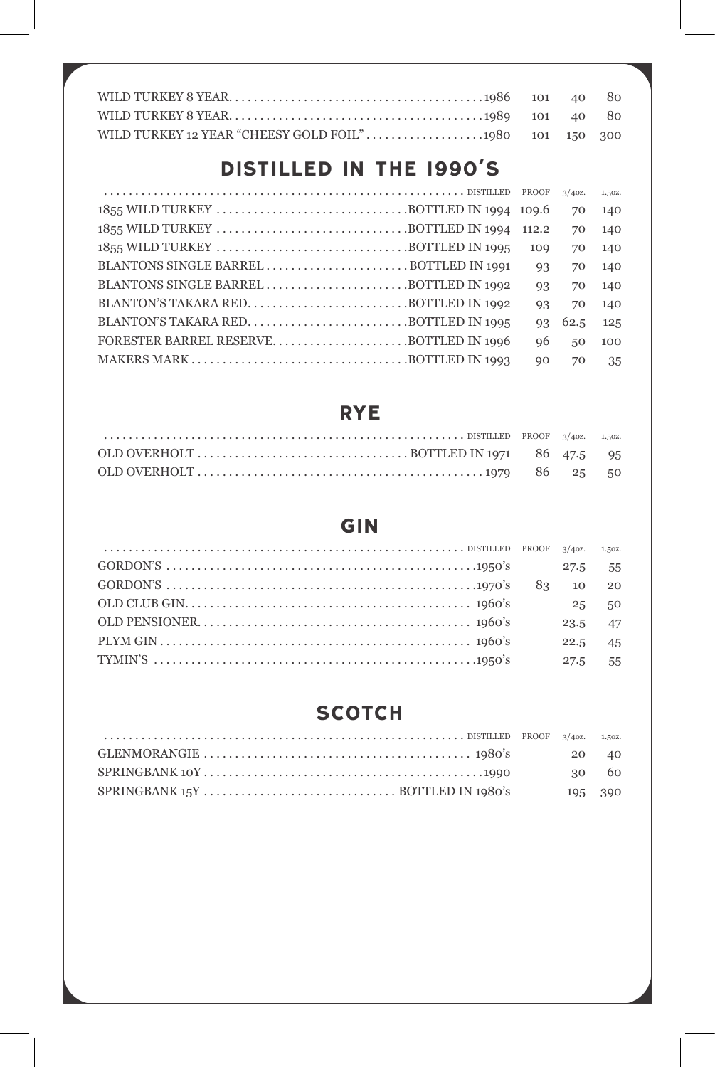| | | | | |
|---|---|---|---|---|
| WILD TURKEY 8 YEAR | 1986 | 101 | 40 | 80 |
| WILD TURKEY 8 YEAR | 1989 | 101 | 40 | 80 |
| WILD TURKEY 12 YEAR “CHEESY GOLD FOIL” | 1980 | 101 | 150 | 300 |

## DISTILLED IN THE 1990’S

| | DISTILLED | PROOF | 3/4OZ. | 1.5OZ. |
|---|---|---|---|---|
| 1855 WILD TURKEY | BOTTLED IN 1994 | 109.6 | 70 | 140 |
| 1855 WILD TURKEY | BOTTLED IN 1994 | 112.2 | 70 | 140 |
| 1855 WILD TURKEY | BOTTLED IN 1995 | 109 | 70 | 140 |
| BLANTONS SINGLE BARREL | BOTTLED IN 1991 | 93 | 70 | 140 |
| BLANTONS SINGLE BARREL | BOTTLED IN 1992 | 93 | 70 | 140 |
| BLANTON’S TAKARA RED | BOTTLED IN 1992 | 93 | 70 | 140 |
| BLANTON’S TAKARA RED | BOTTLED IN 1995 | 93 | 62.5 | 125 |
| FORESTER BARREL RESERVE | BOTTLED IN 1996 | 96 | 50 | 100 |
| MAKERS MARK | BOTTLED IN 1993 | 90 | 70 | 35 |

## RYE

| | DISTILLED | PROOF | 3/4OZ. | 1.5OZ. |
|---|---|---|---|---|
| OLD OVERHOLT | BOTTLED IN 1971 | 86 | 47.5 | 95 |
| OLD OVERHOLT | 1979 | 86 | 25 | 50 |

## GIN

| | DISTILLED | PROOF | 3/4OZ. | 1.5OZ. |
|---|---|---|---|---|
| GORDON’S | 1950’s | | 27.5 | 55 |
| GORDON’S | 1970’s | 83 | 10 | 20 |
| OLD CLUB GIN | 1960’s | | 25 | 50 |
| OLD PENSIONER | 1960’s | | 23.5 | 47 |
| PLYM GIN | 1960’s | | 22.5 | 45 |
| TYMIN’S | 1950’s | | 27.5 | 55 |

## SCOTCH

| | DISTILLED | PROOF | 3/4OZ. | 1.5OZ. |
|---|---|---|---|---|
| GLENMORANGIE | 1980’s | | 20 | 40 |
| SPRINGBANK 10Y | 1990 | | 30 | 60 |
| SPRINGBANK 15Y | BOTTLED IN 1980’s | | 195 | 390 |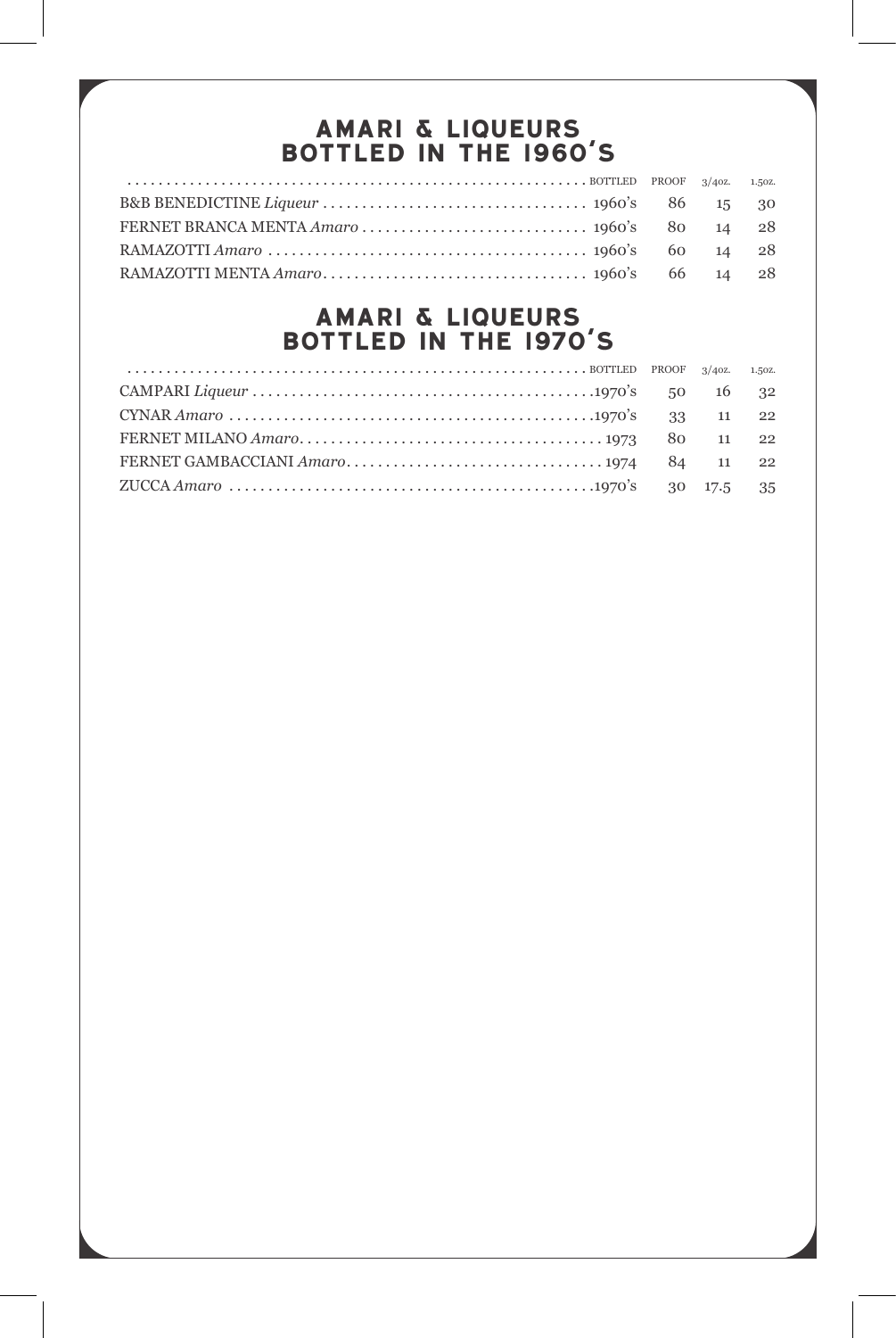## AMARI & LIQUEURS BOTTLED IN THE 1960'S

| | BOTTLED | PROOF | 3/4OZ. | 1.5OZ. |
|---|---|---|---|---|
| B&B BENEDICTINE *Liqueur* | 1960's | 86 | 15 | 30 |
| FERNET BRANCA MENTA *Amaro* | 1960's | 80 | 14 | 28 |
| RAMAZOTTI *Amaro* | 1960's | 60 | 14 | 28 |
| RAMAZOTTI MENTA *Amaro* | 1960's | 66 | 14 | 28 |

## AMARI & LIQUEURS BOTTLED IN THE 1970'S

| | BOTTLED | PROOF | 3/4OZ. | 1.5OZ. |
|---|---|---|---|---|
| CAMPARI *Liqueur* | 1970's | 50 | 16 | 32 |
| CYNAR *Amaro* | 1970's | 33 | 11 | 22 |
| FERNET MILANO *Amaro* | 1973 | 80 | 11 | 22 |
| FERNET GAMBACCIANI *Amaro* | 1974 | 84 | 11 | 22 |
| ZUCCA *Amaro* | 1970's | 30 | 17.5 | 35 |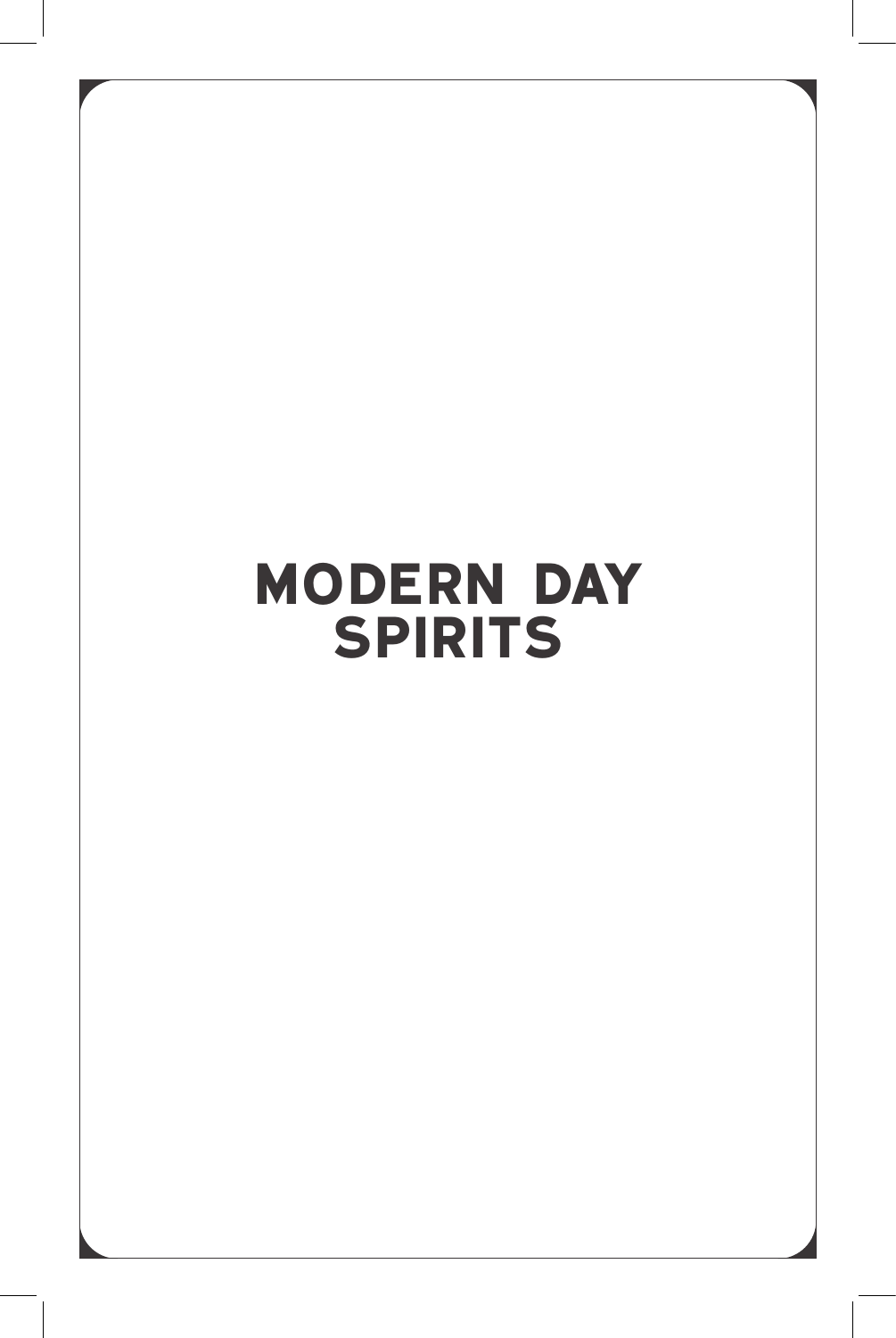# MODERN DAY SPIRITS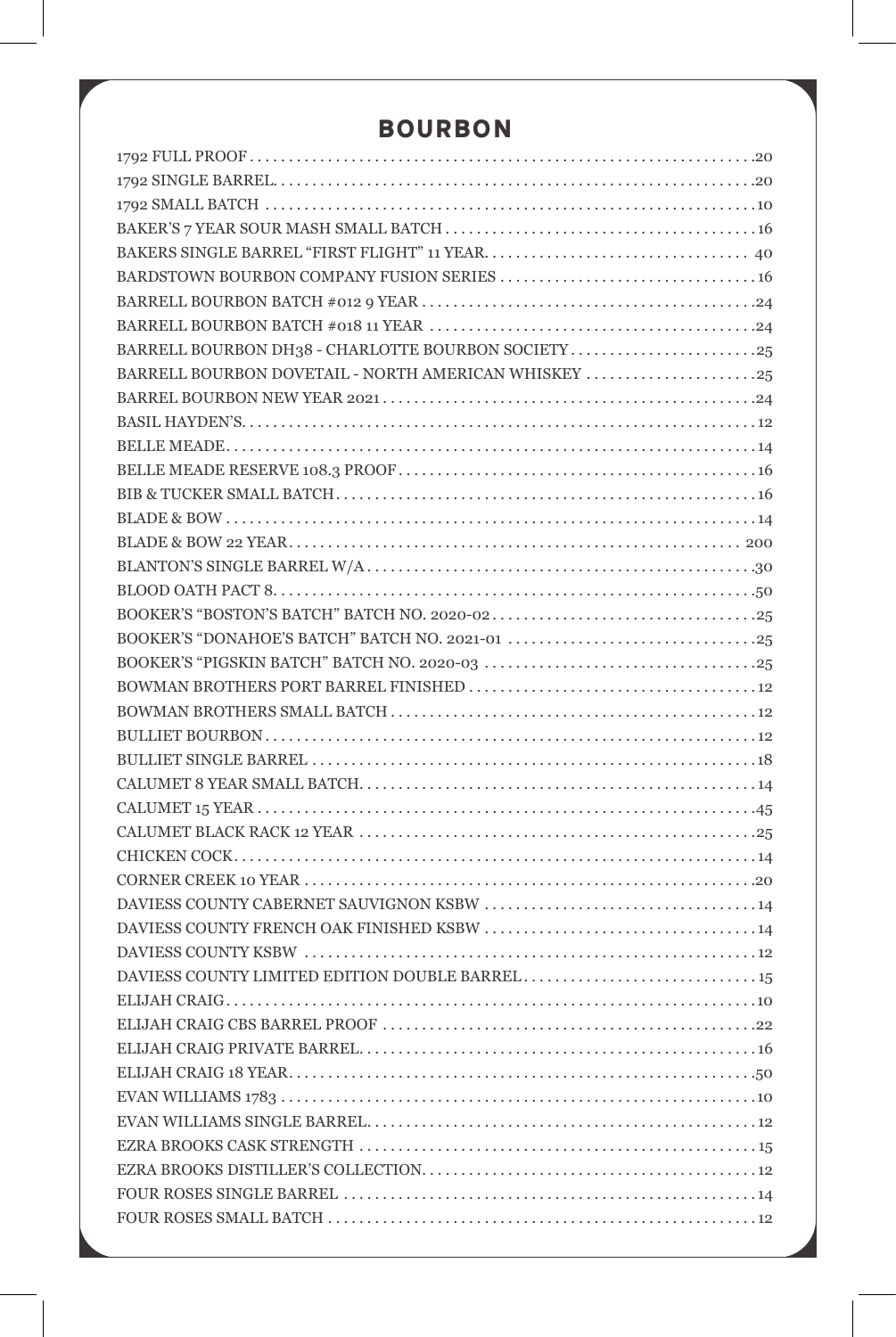## BOURBON

| | |
|---|---|
| 1792 FULL PROOF | 20 |
| 1792 SINGLE BARREL | 20 |
| 1792 SMALL BATCH | 10 |
| BAKER'S 7 YEAR SOUR MASH SMALL BATCH | 16 |
| BAKERS SINGLE BARREL "FIRST FLIGHT" 11 YEAR | 40 |
| BARDSTOWN BOURBON COMPANY FUSION SERIES | 16 |
| BARRELL BOURBON BATCH #012 9 YEAR | 24 |
| BARRELL BOURBON BATCH #018 11 YEAR | 24 |
| BARRELL BOURBON DH38 - CHARLOTTE BOURBON SOCIETY | 25 |
| BARRELL BOURBON DOVETAIL - NORTH AMERICAN WHISKEY | 25 |
| BARREL BOURBON NEW YEAR 2021 | 24 |
| BASIL HAYDEN'S | 12 |
| BELLE MEADE | 14 |
| BELLE MEADE RESERVE 108.3 PROOF | 16 |
| BIB & TUCKER SMALL BATCH | 16 |
| BLADE & BOW | 14 |
| BLADE & BOW 22 YEAR | 200 |
| BLANTON'S SINGLE BARREL W/A | 30 |
| BLOOD OATH PACT 8 | 50 |
| BOOKER'S "BOSTON'S BATCH" BATCH NO. 2020-02 | 25 |
| BOOKER'S "DONAHOE'S BATCH" BATCH NO. 2021-01 | 25 |
| BOOKER'S "PIGSKIN BATCH" BATCH NO. 2020-03 | 25 |
| BOWMAN BROTHERS PORT BARREL FINISHED | 12 |
| BOWMAN BROTHERS SMALL BATCH | 12 |
| BULLIET BOURBON | 12 |
| BULLIET SINGLE BARREL | 18 |
| CALUMET 8 YEAR SMALL BATCH | 14 |
| CALUMET 15 YEAR | 45 |
| CALUMET BLACK RACK 12 YEAR | 25 |
| CHICKEN COCK | 14 |
| CORNER CREEK 10 YEAR | 20 |
| DAVIESS COUNTY CABERNET SAUVIGNON KSBW | 14 |
| DAVIESS COUNTY FRENCH OAK FINISHED KSBW | 14 |
| DAVIESS COUNTY KSBW | 12 |
| DAVIESS COUNTY LIMITED EDITION DOUBLE BARREL | 15 |
| ELIJAH CRAIG | 10 |
| ELIJAH CRAIG CBS BARREL PROOF | 22 |
| ELIJAH CRAIG PRIVATE BARREL | 16 |
| ELIJAH CRAIG 18 YEAR | 50 |
| EVAN WILLIAMS 1783 | 10 |
| EVAN WILLIAMS SINGLE BARREL | 12 |
| EZRA BROOKS CASK STRENGTH | 15 |
| EZRA BROOKS DISTILLER'S COLLECTION | 12 |
| FOUR ROSES SINGLE BARREL | 14 |
| FOUR ROSES SMALL BATCH | 12 |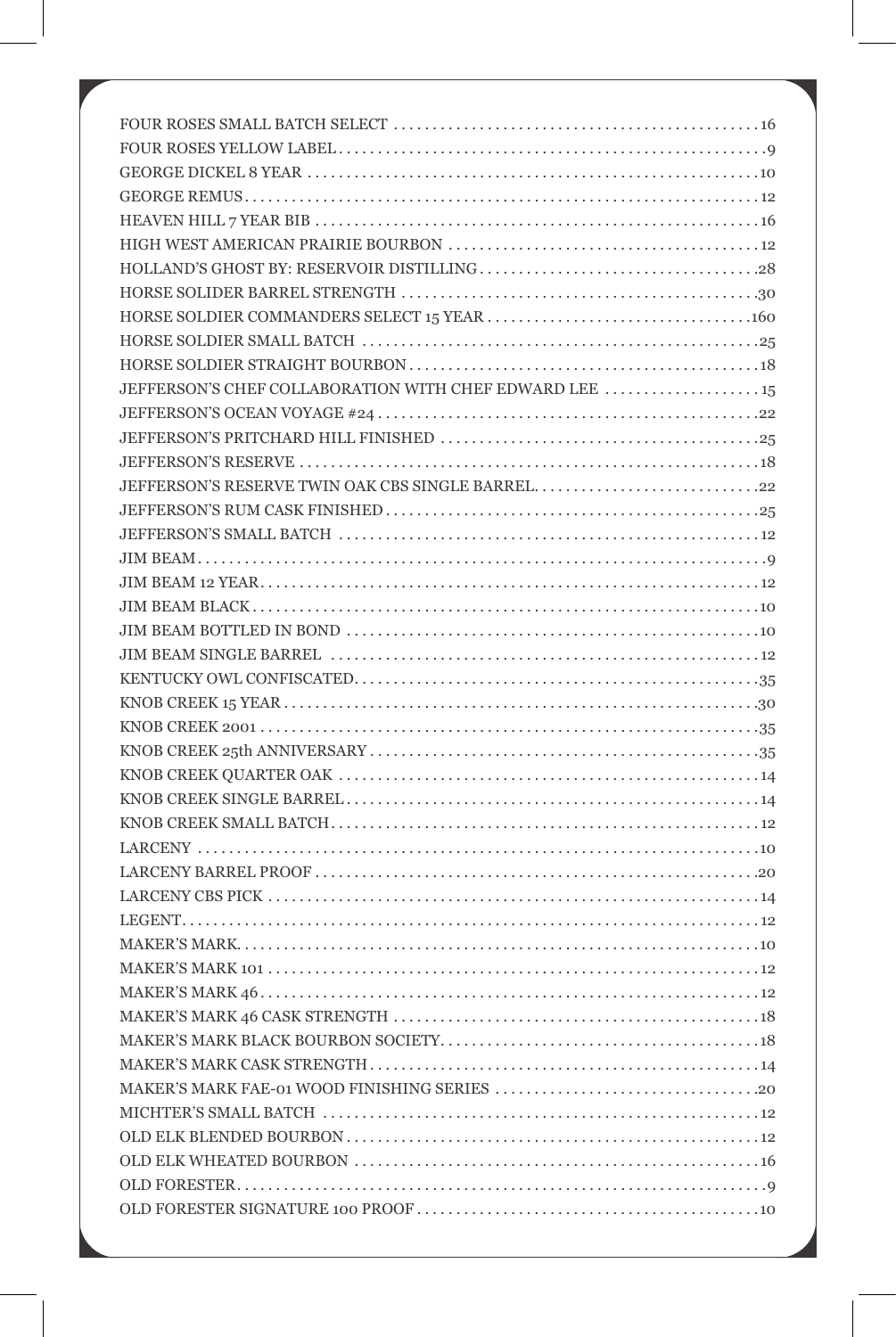FOUR ROSES SMALL BATCH SELECT . . . . . . . . . . . . . . . . . . . . . . . . . . . . . . . . . . . . . . . . . . . . . . .16
FOUR ROSES YELLOW LABEL . . . . . . . . . . . . . . . . . . . . . . . . . . . . . . . . . . . . . . . . . . . . . . . . . . . . .9
GEORGE DICKEL 8 YEAR . . . . . . . . . . . . . . . . . . . . . . . . . . . . . . . . . . . . . . . . . . . . . . . . . . . . . . .10
GEORGE REMUS . . . . . . . . . . . . . . . . . . . . . . . . . . . . . . . . . . . . . . . . . . . . . . . . . . . . . . . . . . . . . .12
HEAVEN HILL 7 YEAR BIB . . . . . . . . . . . . . . . . . . . . . . . . . . . . . . . . . . . . . . . . . . . . . . . . . . . . . .16
HIGH WEST AMERICAN PRAIRIE BOURBON . . . . . . . . . . . . . . . . . . . . . . . . . . . . . . . . . . . . . . . .12
HOLLAND'S GHOST BY: RESERVOIR DISTILLING . . . . . . . . . . . . . . . . . . . . . . . . . . . . . . . . . . .28
HORSE SOLIDER BARREL STRENGTH . . . . . . . . . . . . . . . . . . . . . . . . . . . . . . . . . . . . . . . . . . . . .30
HORSE SOLDIER COMMANDERS SELECT 15 YEAR . . . . . . . . . . . . . . . . . . . . . . . . . . . . . . . . .160
HORSE SOLDIER SMALL BATCH . . . . . . . . . . . . . . . . . . . . . . . . . . . . . . . . . . . . . . . . . . . . . . . . .25
HORSE SOLDIER STRAIGHT BOURBON . . . . . . . . . . . . . . . . . . . . . . . . . . . . . . . . . . . . . . . . . . .18
JEFFERSON'S CHEF COLLABORATION WITH CHEF EDWARD LEE . . . . . . . . . . . . . . . . . . . .15
JEFFERSON'S OCEAN VOYAGE #24 . . . . . . . . . . . . . . . . . . . . . . . . . . . . . . . . . . . . . . . . . . . . . . .22
JEFFERSON'S PRITCHARD HILL FINISHED . . . . . . . . . . . . . . . . . . . . . . . . . . . . . . . . . . . . . . . .25
JEFFERSON'S RESERVE . . . . . . . . . . . . . . . . . . . . . . . . . . . . . . . . . . . . . . . . . . . . . . . . . . . . . . . . .18
JEFFERSON'S RESERVE TWIN OAK CBS SINGLE BARREL . . . . . . . . . . . . . . . . . . . . . . . . . . . .22
JEFFERSON'S RUM CASK FINISHED . . . . . . . . . . . . . . . . . . . . . . . . . . . . . . . . . . . . . . . . . . . . . .25
JEFFERSON'S SMALL BATCH . . . . . . . . . . . . . . . . . . . . . . . . . . . . . . . . . . . . . . . . . . . . . . . . . . . .12
JIM BEAM . . . . . . . . . . . . . . . . . . . . . . . . . . . . . . . . . . . . . . . . . . . . . . . . . . . . . . . . . . . . . . . . . . . .9
JIM BEAM 12 YEAR . . . . . . . . . . . . . . . . . . . . . . . . . . . . . . . . . . . . . . . . . . . . . . . . . . . . . . . . . . . .12
JIM BEAM BLACK . . . . . . . . . . . . . . . . . . . . . . . . . . . . . . . . . . . . . . . . . . . . . . . . . . . . . . . . . . . . . .10
JIM BEAM BOTTLED IN BOND . . . . . . . . . . . . . . . . . . . . . . . . . . . . . . . . . . . . . . . . . . . . . . . . . . .10
JIM BEAM SINGLE BARREL . . . . . . . . . . . . . . . . . . . . . . . . . . . . . . . . . . . . . . . . . . . . . . . . . . . . .12
KENTUCKY OWL CONFISCATED . . . . . . . . . . . . . . . . . . . . . . . . . . . . . . . . . . . . . . . . . . . . . . . . .35
KNOB CREEK 15 YEAR . . . . . . . . . . . . . . . . . . . . . . . . . . . . . . . . . . . . . . . . . . . . . . . . . . . . . . . . . .30
KNOB CREEK 2001 . . . . . . . . . . . . . . . . . . . . . . . . . . . . . . . . . . . . . . . . . . . . . . . . . . . . . . . . . . . . .35
KNOB CREEK 25th ANNIVERSARY . . . . . . . . . . . . . . . . . . . . . . . . . . . . . . . . . . . . . . . . . . . . . . . .35
KNOB CREEK QUARTER OAK . . . . . . . . . . . . . . . . . . . . . . . . . . . . . . . . . . . . . . . . . . . . . . . . . . . .14
KNOB CREEK SINGLE BARREL . . . . . . . . . . . . . . . . . . . . . . . . . . . . . . . . . . . . . . . . . . . . . . . . . . .14
KNOB CREEK SMALL BATCH . . . . . . . . . . . . . . . . . . . . . . . . . . . . . . . . . . . . . . . . . . . . . . . . . . . . .12
LARCENY . . . . . . . . . . . . . . . . . . . . . . . . . . . . . . . . . . . . . . . . . . . . . . . . . . . . . . . . . . . . . . . . . . . .10
LARCENY BARREL PROOF . . . . . . . . . . . . . . . . . . . . . . . . . . . . . . . . . . . . . . . . . . . . . . . . . . . . . . .20
LARCENY CBS PICK . . . . . . . . . . . . . . . . . . . . . . . . . . . . . . . . . . . . . . . . . . . . . . . . . . . . . . . . . . . .14
LEGENT . . . . . . . . . . . . . . . . . . . . . . . . . . . . . . . . . . . . . . . . . . . . . . . . . . . . . . . . . . . . . . . . . . . . .12
MAKER'S MARK . . . . . . . . . . . . . . . . . . . . . . . . . . . . . . . . . . . . . . . . . . . . . . . . . . . . . . . . . . . . . . .10
MAKER'S MARK 101 . . . . . . . . . . . . . . . . . . . . . . . . . . . . . . . . . . . . . . . . . . . . . . . . . . . . . . . . . . . .12
MAKER'S MARK 46 . . . . . . . . . . . . . . . . . . . . . . . . . . . . . . . . . . . . . . . . . . . . . . . . . . . . . . . . . . . . .12
MAKER'S MARK 46 CASK STRENGTH . . . . . . . . . . . . . . . . . . . . . . . . . . . . . . . . . . . . . . . . . . . . . .18
MAKER'S MARK BLACK BOURBON SOCIETY . . . . . . . . . . . . . . . . . . . . . . . . . . . . . . . . . . . . . . .18
MAKER'S MARK CASK STRENGTH . . . . . . . . . . . . . . . . . . . . . . . . . . . . . . . . . . . . . . . . . . . . . . . .14
MAKER'S MARK FAE-01 WOOD FINISHING SERIES . . . . . . . . . . . . . . . . . . . . . . . . . . . . . . . . .20
MICHTER'S SMALL BATCH . . . . . . . . . . . . . . . . . . . . . . . . . . . . . . . . . . . . . . . . . . . . . . . . . . . . . .12
OLD ELK BLENDED BOURBON . . . . . . . . . . . . . . . . . . . . . . . . . . . . . . . . . . . . . . . . . . . . . . . . . . .12
OLD ELK WHEATED BOURBON . . . . . . . . . . . . . . . . . . . . . . . . . . . . . . . . . . . . . . . . . . . . . . . . . . .16
OLD FORESTER . . . . . . . . . . . . . . . . . . . . . . . . . . . . . . . . . . . . . . . . . . . . . . . . . . . . . . . . . . . . . . . .9
OLD FORESTER SIGNATURE 100 PROOF . . . . . . . . . . . . . . . . . . . . . . . . . . . . . . . . . . . . . . . . . . .10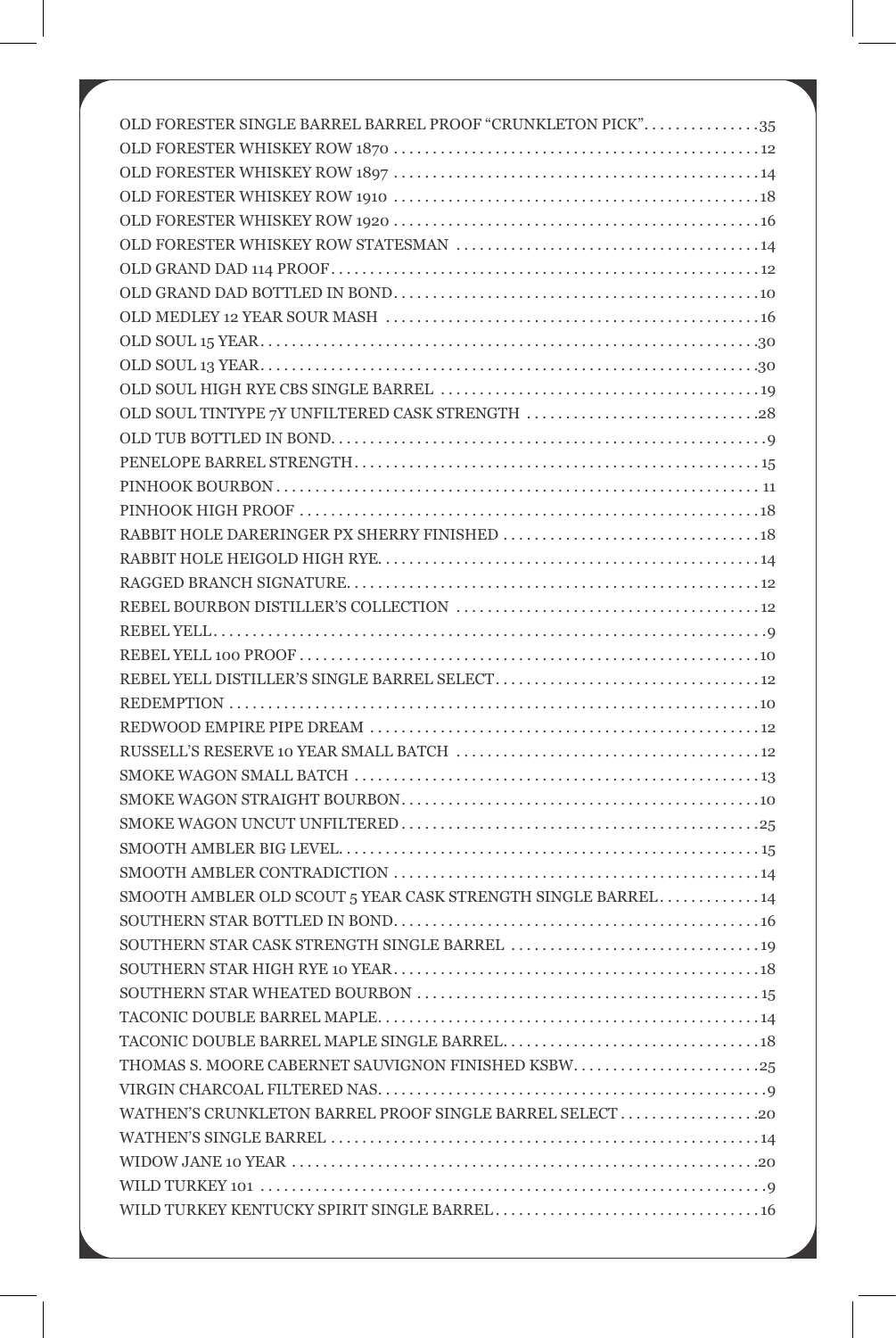OLD FORESTER SINGLE BARREL BARREL PROOF "CRUNKLETON PICK"...............35
OLD FORESTER WHISKEY ROW 1870 ...............................................12
OLD FORESTER WHISKEY ROW 1897 ...............................................14
OLD FORESTER WHISKEY ROW 1910 ...............................................18
OLD FORESTER WHISKEY ROW 1920 ...............................................16
OLD FORESTER WHISKEY ROW STATESMAN .......................................14
OLD GRAND DAD 114 PROOF.......................................................12
OLD GRAND DAD BOTTLED IN BOND...............................................10
OLD MEDLEY 12 YEAR SOUR MASH ................................................16
OLD SOUL 15 YEAR................................................................30
OLD SOUL 13 YEAR................................................................30
OLD SOUL HIGH RYE CBS SINGLE BARREL .........................................19
OLD SOUL TINTYPE 7Y UNFILTERED CASK STRENGTH .............................28
OLD TUB BOTTLED IN BOND.........................................................9
PENELOPE BARREL STRENGTH....................................................15
PINHOOK BOURBON ...............................................................11
PINHOOK HIGH PROOF ...........................................................18
RABBIT HOLE DARERINGER PX SHERRY FINISHED .................................18
RABBIT HOLE HEIGOLD HIGH RYE.................................................14
RAGGED BRANCH SIGNATURE.....................................................12
REBEL BOURBON DISTILLER'S COLLECTION .......................................12
REBEL YELL.......................................................................9
REBEL YELL 100 PROOF ...........................................................10
REBEL YELL DISTILLER'S SINGLE BARREL SELECT..................................12
REDEMPTION ......................................................................10
REDWOOD EMPIRE PIPE DREAM ..................................................12
RUSSELL'S RESERVE 10 YEAR SMALL BATCH .......................................12
SMOKE WAGON SMALL BATCH ....................................................13
SMOKE WAGON STRAIGHT BOURBON..............................................10
SMOKE WAGON UNCUT UNFILTERED..............................................25
SMOOTH AMBLER BIG LEVEL......................................................15
SMOOTH AMBLER CONTRADICTION ...............................................14
SMOOTH AMBLER OLD SCOUT 5 YEAR CASK STRENGTH SINGLE BARREL.............14
SOUTHERN STAR BOTTLED IN BOND...............................................16
SOUTHERN STAR CASK STRENGTH SINGLE BARREL ................................19
SOUTHERN STAR HIGH RYE 10 YEAR..............................................18
SOUTHERN STAR WHEATED BOURBON ............................................15
TACONIC DOUBLE BARREL MAPLE.................................................14
TACONIC DOUBLE BARREL MAPLE SINGLE BARREL.................................18
THOMAS S. MOORE CABERNET SAUVIGNON FINISHED KSBW........................25
VIRGIN CHARCOAL FILTERED NAS.................................................9
WATHEN'S CRUNKLETON BARREL PROOF SINGLE BARREL SELECT..................20
WATHEN'S SINGLE BARREL .......................................................14
WIDOW JANE 10 YEAR ............................................................20
WILD TURKEY 101 .................................................................9
WILD TURKEY KENTUCKY SPIRIT SINGLE BARREL..................................16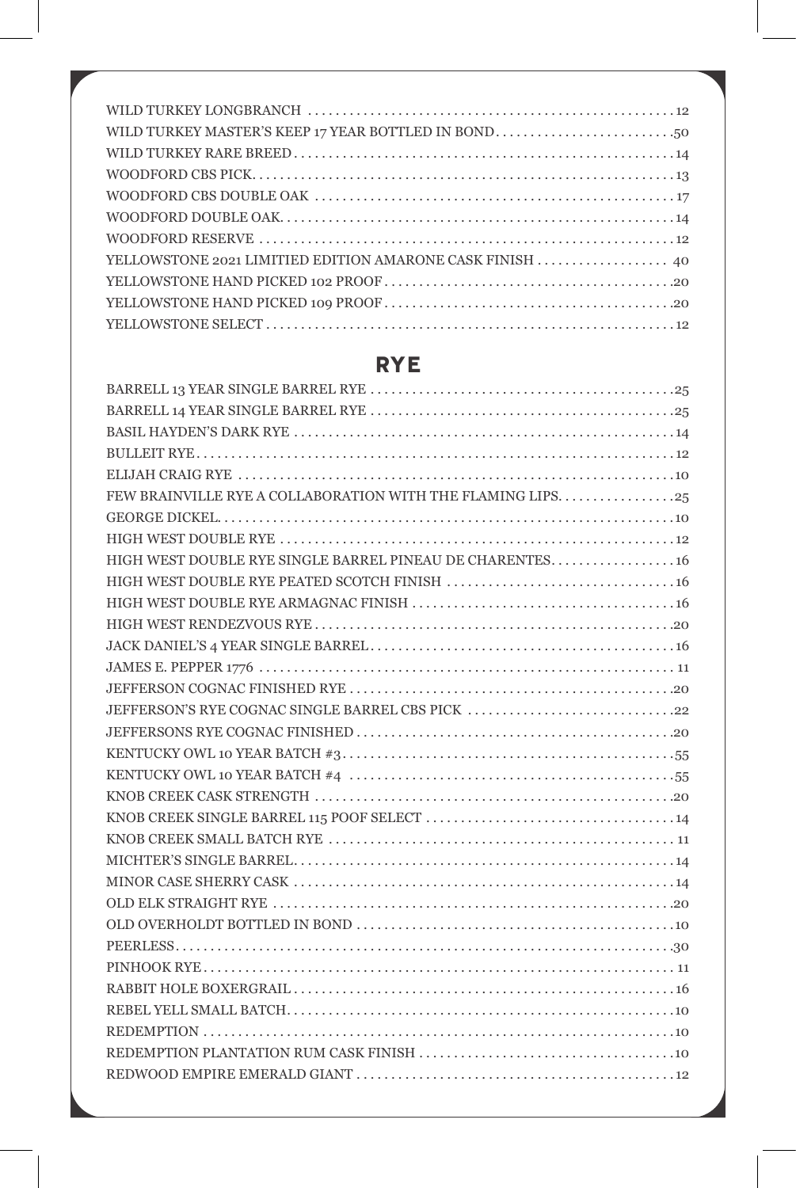WILD TURKEY LONGBRANCH ....................................................12
WILD TURKEY MASTER'S KEEP 17 YEAR BOTTLED IN BOND.........................50
WILD TURKEY RARE BREED.....................................................14
WOODFORD CBS PICK..........................................................13
WOODFORD CBS DOUBLE OAK ...................................................17
WOODFORD DOUBLE OAK........................................................14
WOODFORD RESERVE ..........................................................12
YELLOWSTONE 2021 LIMITIED EDITION AMARONE CASK FINISH .................. 40
YELLOWSTONE HAND PICKED 102 PROOF..........................................20
YELLOWSTONE HAND PICKED 109 PROOF..........................................20
YELLOWSTONE SELECT ........................................................12

## RYE

BARRELL 13 YEAR SINGLE BARREL RYE ..........................................25
BARRELL 14 YEAR SINGLE BARREL RYE ..........................................25
BASIL HAYDEN'S DARK RYE ....................................................14
BULLEIT RYE................................................................12
ELIJAH CRAIG RYE ..........................................................10
FEW BRAINVILLE RYE A COLLABORATION WITH THE FLAMING LIPS...................25
GEORGE DICKEL..............................................................10
HIGH WEST DOUBLE RYE .......................................................12
HIGH WEST DOUBLE RYE SINGLE BARREL PINEAU DE CHARENTES.....................16
HIGH WEST DOUBLE RYE PEATED SCOTCH FINISH ..................................16
HIGH WEST DOUBLE RYE ARMAGNAC FINISH .......................................16
HIGH WEST RENDEZVOUS RYE....................................................20
JACK DANIEL'S 4 YEAR SINGLE BARREL..........................................16
JAMES E. PEPPER 1776 .......................................................11
JEFFERSON COGNAC FINISHED RYE ..............................................20
JEFFERSON'S RYE COGNAC SINGLE BARREL CBS PICK ..............................22
JEFFERSONS RYE COGNAC FINISHED .............................................20
KENTUCKY OWL 10 YEAR BATCH #3...............................................55
KENTUCKY OWL 10 YEAR BATCH #4 ..............................................55
KNOB CREEK CASK STRENGTH ...................................................20
KNOB CREEK SINGLE BARREL 115 POOF SELECT ...................................14
KNOB CREEK SMALL BATCH RYE .................................................11
MICHTER'S SINGLE BARREL.....................................................14
MINOR CASE SHERRY CASK .....................................................14
OLD ELK STRAIGHT RYE .......................................................20
OLD OVERHOLDT BOTTLED IN BOND ..............................................10
PEERLESS....................................................................30
PINHOOK RYE.................................................................11
RABBIT HOLE BOXERGRAIL......................................................16
REBEL YELL SMALL BATCH......................................................10
REDEMPTION .................................................................10
REDEMPTION PLANTATION RUM CASK FINISH ......................................10
REDWOOD EMPIRE EMERALD GIANT ...............................................12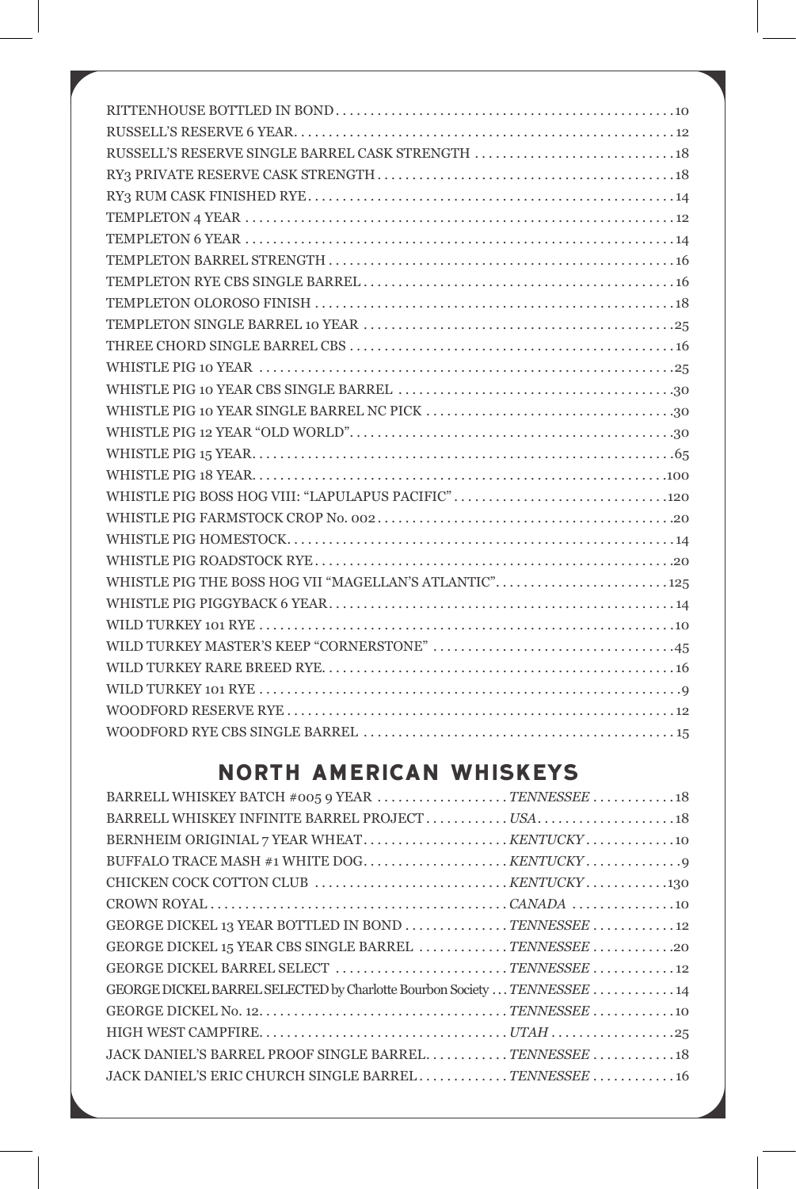| | |
|---|---|
| RITTENHOUSE BOTTLED IN BOND | 10 |
| RUSSELL'S RESERVE 6 YEAR | 12 |
| RUSSELL'S RESERVE SINGLE BARREL CASK STRENGTH | 18 |
| RY3 PRIVATE RESERVE CASK STRENGTH | 18 |
| RY3 RUM CASK FINISHED RYE | 14 |
| TEMPLETON 4 YEAR | 12 |
| TEMPLETON 6 YEAR | 14 |
| TEMPLETON BARREL STRENGTH | 16 |
| TEMPLETON RYE CBS SINGLE BARREL | 16 |
| TEMPLETON OLOROSO FINISH | 18 |
| TEMPLETON SINGLE BARREL 10 YEAR | 25 |
| THREE CHORD SINGLE BARREL CBS | 16 |
| WHISTLE PIG 10 YEAR | 25 |
| WHISTLE PIG 10 YEAR CBS SINGLE BARREL | 30 |
| WHISTLE PIG 10 YEAR SINGLE BARREL NC PICK | 30 |
| WHISTLE PIG 12 YEAR "OLD WORLD" | 30 |
| WHISTLE PIG 15 YEAR | 65 |
| WHISTLE PIG 18 YEAR | 100 |
| WHISTLE PIG BOSS HOG VIII: "LAPULAPUS PACIFIC" | 120 |
| WHISTLE PIG FARMSTOCK CROP No. 002 | 20 |
| WHISTLE PIG HOMESTOCK | 14 |
| WHISTLE PIG ROADSTOCK RYE | 20 |
| WHISTLE PIG THE BOSS HOG VII "MAGELLAN'S ATLANTIC" | 125 |
| WHISTLE PIG PIGGYBACK 6 YEAR | 14 |
| WILD TURKEY 101 RYE | 10 |
| WILD TURKEY MASTER'S KEEP "CORNERSTONE" | 45 |
| WILD TURKEY RARE BREED RYE | 16 |
| WILD TURKEY 101 RYE | 9 |
| WOODFORD RESERVE RYE | 12 |
| WOODFORD RYE CBS SINGLE BARREL | 15 |

## NORTH AMERICAN WHISKEYS

| | | |
|---|---|---|
| BARRELL WHISKEY BATCH #005 9 YEAR | *TENNESSEE* | 18 |
| BARRELL WHISKEY INFINITE BARREL PROJECT | *USA* | 18 |
| BERNHEIM ORIGINIAL 7 YEAR WHEAT | *KENTUCKY* | 10 |
| BUFFALO TRACE MASH #1 WHITE DOG | *KENTUCKY* | 9 |
| CHICKEN COCK COTTON CLUB | *KENTUCKY* | 130 |
| CROWN ROYAL | *CANADA* | 10 |
| GEORGE DICKEL 13 YEAR BOTTLED IN BOND | *TENNESSEE* | 12 |
| GEORGE DICKEL 15 YEAR CBS SINGLE BARREL | *TENNESSEE* | 20 |
| GEORGE DICKEL BARREL SELECT | *TENNESSEE* | 12 |
| GEORGE DICKEL BARREL SELECTED by Charlotte Bourbon Society | *TENNESSEE* | 14 |
| GEORGE DICKEL No. 12 | *TENNESSEE* | 10 |
| HIGH WEST CAMPFIRE | *UTAH* | 25 |
| JACK DANIEL'S BARREL PROOF SINGLE BARREL | *TENNESSEE* | 18 |
| JACK DANIEL'S ERIC CHURCH SINGLE BARREL | *TENNESSEE* | 16 |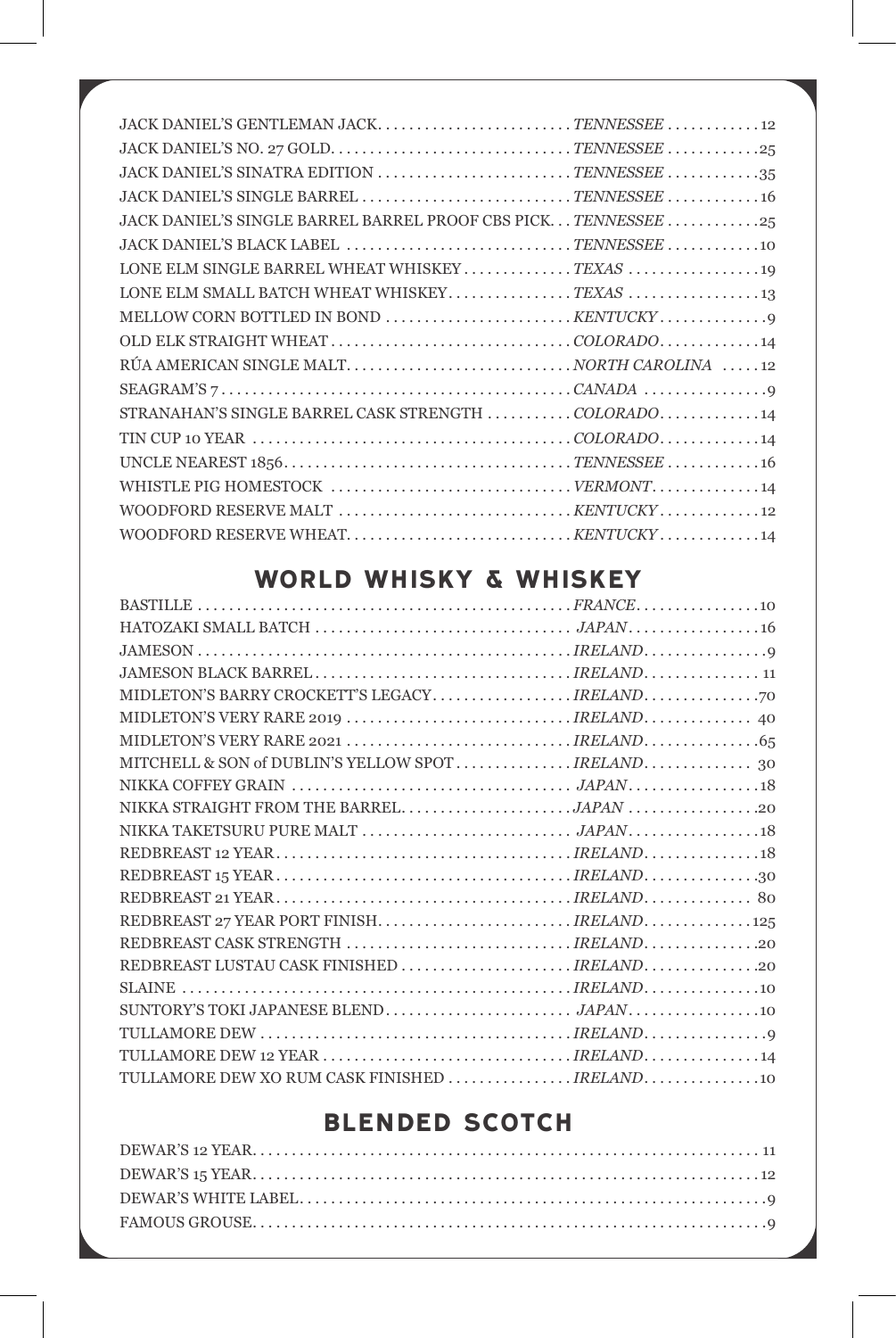| | | |
|---|---|---|
| JACK DANIEL'S GENTLEMAN JACK | *TENNESSEE* | 12 |
| JACK DANIEL'S NO. 27 GOLD | *TENNESSEE* | 25 |
| JACK DANIEL'S SINATRA EDITION | *TENNESSEE* | 35 |
| JACK DANIEL'S SINGLE BARREL | *TENNESSEE* | 16 |
| JACK DANIEL'S SINGLE BARREL BARREL PROOF CBS PICK | *TENNESSEE* | 25 |
| JACK DANIEL'S BLACK LABEL | *TENNESSEE* | 10 |
| LONE ELM SINGLE BARREL WHEAT WHISKEY | *TEXAS* | 19 |
| LONE ELM SMALL BATCH WHEAT WHISKEY | *TEXAS* | 13 |
| MELLOW CORN BOTTLED IN BOND | *KENTUCKY* | 9 |
| OLD ELK STRAIGHT WHEAT | *COLORADO* | 14 |
| RÚA AMERICAN SINGLE MALT | *NORTH CAROLINA* | 12 |
| SEAGRAM'S 7 | *CANADA* | 9 |
| STRANAHAN'S SINGLE BARREL CASK STRENGTH | *COLORADO* | 14 |
| TIN CUP 10 YEAR | *COLORADO* | 14 |
| UNCLE NEAREST 1856 | *TENNESSEE* | 16 |
| WHISTLE PIG HOMESTOCK | *VERMONT* | 14 |
| WOODFORD RESERVE MALT | *KENTUCKY* | 12 |
| WOODFORD RESERVE WHEAT | *KENTUCKY* | 14 |

## WORLD WHISKY & WHISKEY

| | | |
|---|---|---|
| BASTILLE | *FRANCE* | 10 |
| HATOZAKI SMALL BATCH | *JAPAN* | 16 |
| JAMESON | *IRELAND* | 9 |
| JAMESON BLACK BARREL | *IRELAND* | 11 |
| MIDLETON'S BARRY CROCKETT'S LEGACY | *IRELAND* | 70 |
| MIDLETON'S VERY RARE 2019 | *IRELAND* | 40 |
| MIDLETON'S VERY RARE 2021 | *IRELAND* | 65 |
| MITCHELL & SON of DUBLIN'S YELLOW SPOT | *IRELAND* | 30 |
| NIKKA COFFEY GRAIN | *JAPAN* | 18 |
| NIKKA STRAIGHT FROM THE BARREL | *JAPAN* | 20 |
| NIKKA TAKETSURU PURE MALT | *JAPAN* | 18 |
| REDBREAST 12 YEAR | *IRELAND* | 18 |
| REDBREAST 15 YEAR | *IRELAND* | 30 |
| REDBREAST 21 YEAR | *IRELAND* | 80 |
| REDBREAST 27 YEAR PORT FINISH | *IRELAND* | 125 |
| REDBREAST CASK STRENGTH | *IRELAND* | 20 |
| REDBREAST LUSTAU CASK FINISHED | *IRELAND* | 20 |
| SLAINE | *IRELAND* | 10 |
| SUNTORY'S TOKI JAPANESE BLEND | *JAPAN* | 10 |
| TULLAMORE DEW | *IRELAND* | 9 |
| TULLAMORE DEW 12 YEAR | *IRELAND* | 14 |
| TULLAMORE DEW XO RUM CASK FINISHED | *IRELAND* | 10 |

## BLENDED SCOTCH

| | |
|---|---|
| DEWAR'S 12 YEAR | 11 |
| DEWAR'S 15 YEAR | 12 |
| DEWAR'S WHITE LABEL | 9 |
| FAMOUS GROUSE | 9 |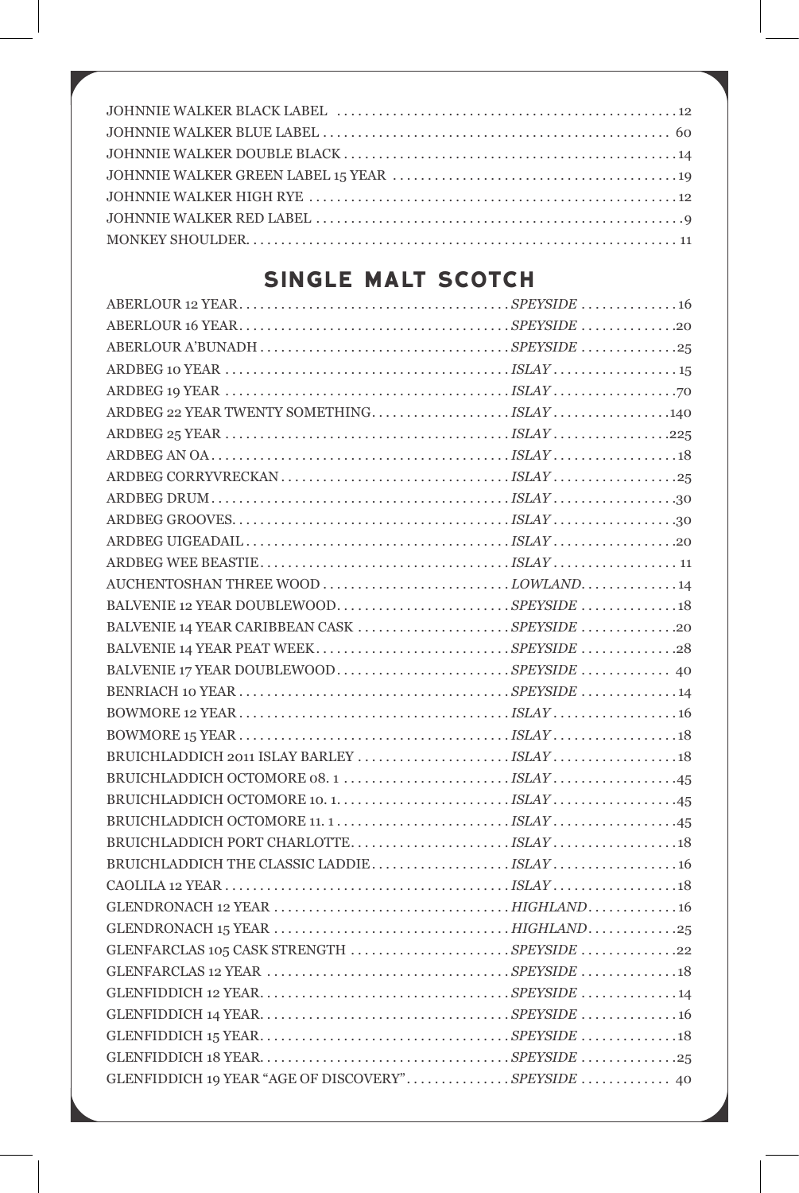| | |
|---|---|
| JOHNNIE WALKER BLACK LABEL | 12 |
| JOHNNIE WALKER BLUE LABEL | 60 |
| JOHNNIE WALKER DOUBLE BLACK | 14 |
| JOHNNIE WALKER GREEN LABEL 15 YEAR | 19 |
| JOHNNIE WALKER HIGH RYE | 12 |
| JOHNNIE WALKER RED LABEL | 9 |
| MONKEY SHOULDER | 11 |

## SINGLE MALT SCOTCH

| | | |
|---|---|---|
| ABERLOUR 12 YEAR | *SPEYSIDE* | 16 |
| ABERLOUR 16 YEAR | *SPEYSIDE* | 20 |
| ABERLOUR A'BUNADH | *SPEYSIDE* | 25 |
| ARDBEG 10 YEAR | *ISLAY* | 15 |
| ARDBEG 19 YEAR | *ISLAY* | 70 |
| ARDBEG 22 YEAR TWENTY SOMETHING | *ISLAY* | 140 |
| ARDBEG 25 YEAR | *ISLAY* | 225 |
| ARDBEG AN OA | *ISLAY* | 18 |
| ARDBEG CORRYVRECKAN | *ISLAY* | 25 |
| ARDBEG DRUM | *ISLAY* | 30 |
| ARDBEG GROOVES | *ISLAY* | 30 |
| ARDBEG UIGEADAIL | *ISLAY* | 20 |
| ARDBEG WEE BEASTIE | *ISLAY* | 11 |
| AUCHENTOSHAN THREE WOOD | *LOWLAND* | 14 |
| BALVENIE 12 YEAR DOUBLEWOOD | *SPEYSIDE* | 18 |
| BALVENIE 14 YEAR CARIBBEAN CASK | *SPEYSIDE* | 20 |
| BALVENIE 14 YEAR PEAT WEEK | *SPEYSIDE* | 28 |
| BALVENIE 17 YEAR DOUBLEWOOD | *SPEYSIDE* | 40 |
| BENRIACH 10 YEAR | *SPEYSIDE* | 14 |
| BOWMORE 12 YEAR | *ISLAY* | 16 |
| BOWMORE 15 YEAR | *ISLAY* | 18 |
| BRUICHLADDICH 2011 ISLAY BARLEY | *ISLAY* | 18 |
| BRUICHLADDICH OCTOMORE 08. 1 | *ISLAY* | 45 |
| BRUICHLADDICH OCTOMORE 10. 1 | *ISLAY* | 45 |
| BRUICHLADDICH OCTOMORE 11. 1 | *ISLAY* | 45 |
| BRUICHLADDICH PORT CHARLOTTE | *ISLAY* | 18 |
| BRUICHLADDICH THE CLASSIC LADDIE | *ISLAY* | 16 |
| CAOLILA 12 YEAR | *ISLAY* | 18 |
| GLENDRONACH 12 YEAR | *HIGHLAND* | 16 |
| GLENDRONACH 15 YEAR | *HIGHLAND* | 25 |
| GLENFARCLAS 105 CASK STRENGTH | *SPEYSIDE* | 22 |
| GLENFARCLAS 12 YEAR | *SPEYSIDE* | 18 |
| GLENFIDDICH 12 YEAR | *SPEYSIDE* | 14 |
| GLENFIDDICH 14 YEAR | *SPEYSIDE* | 16 |
| GLENFIDDICH 15 YEAR | *SPEYSIDE* | 18 |
| GLENFIDDICH 18 YEAR | *SPEYSIDE* | 25 |
| GLENFIDDICH 19 YEAR "AGE OF DISCOVERY" | *SPEYSIDE* | 40 |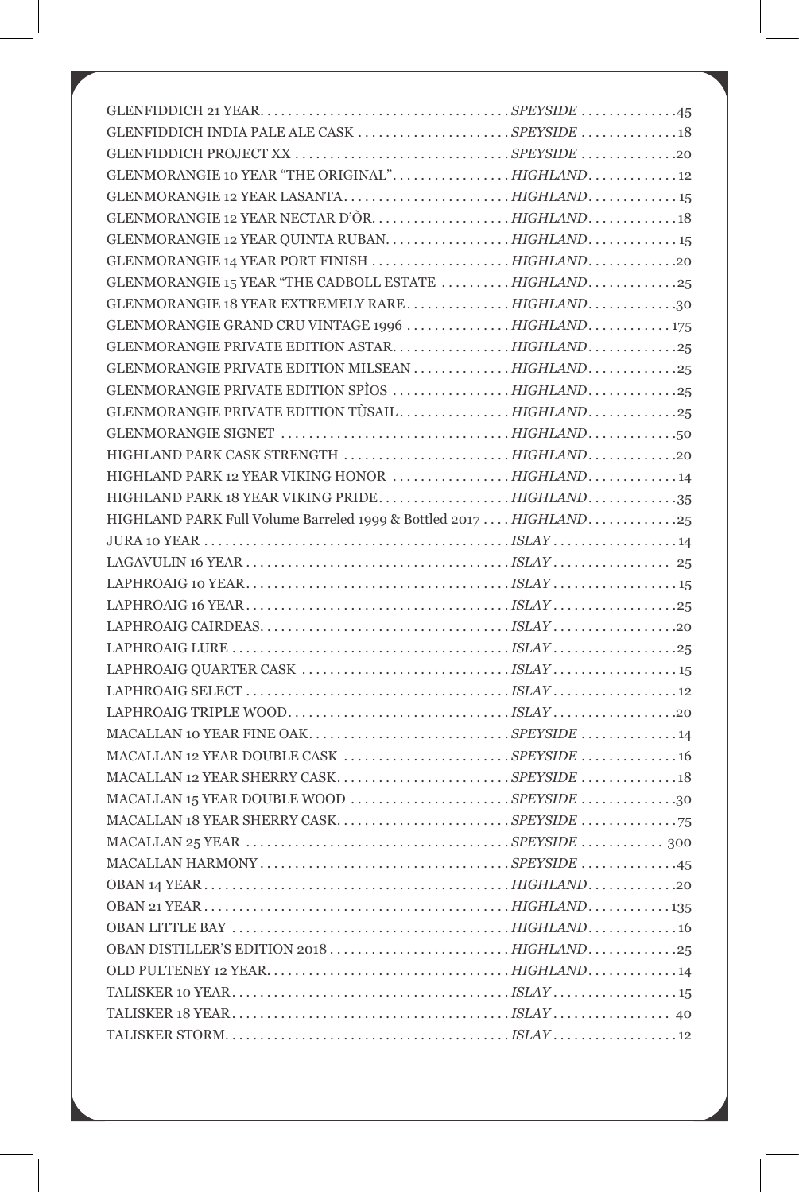| | | |
|---|---|---|
| GLENFIDDICH 21 YEAR | *SPEYSIDE* | 45 |
| GLENFIDDICH INDIA PALE ALE CASK | *SPEYSIDE* | 18 |
| GLENFIDDICH PROJECT XX | *SPEYSIDE* | 20 |
| GLENMORANGIE 10 YEAR "THE ORIGINAL" | *HIGHLAND* | 12 |
| GLENMORANGIE 12 YEAR LASANTA | *HIGHLAND* | 15 |
| GLENMORANGIE 12 YEAR NECTAR D'ÒR | *HIGHLAND* | 18 |
| GLENMORANGIE 12 YEAR QUINTA RUBAN | *HIGHLAND* | 15 |
| GLENMORANGIE 14 YEAR PORT FINISH | *HIGHLAND* | 20 |
| GLENMORANGIE 15 YEAR "THE CADBOLL ESTATE | *HIGHLAND* | 25 |
| GLENMORANGIE 18 YEAR EXTREMELY RARE | *HIGHLAND* | 30 |
| GLENMORANGIE GRAND CRU VINTAGE 1996 | *HIGHLAND* | 175 |
| GLENMORANGIE PRIVATE EDITION ASTAR | *HIGHLAND* | 25 |
| GLENMORANGIE PRIVATE EDITION MILSEAN | *HIGHLAND* | 25 |
| GLENMORANGIE PRIVATE EDITION SPÌOS | *HIGHLAND* | 25 |
| GLENMORANGIE PRIVATE EDITION TÙSAIL | *HIGHLAND* | 25 |
| GLENMORANGIE SIGNET | *HIGHLAND* | 50 |
| HIGHLAND PARK CASK STRENGTH | *HIGHLAND* | 20 |
| HIGHLAND PARK 12 YEAR VIKING HONOR | *HIGHLAND* | 14 |
| HIGHLAND PARK 18 YEAR VIKING PRIDE | *HIGHLAND* | 35 |
| HIGHLAND PARK Full Volume Barreled 1999 & Bottled 2017 | *HIGHLAND* | 25 |
| JURA 10 YEAR | *ISLAY* | 14 |
| LAGAVULIN 16 YEAR | *ISLAY* | 25 |
| LAPHROAIG 10 YEAR | *ISLAY* | 15 |
| LAPHROAIG 16 YEAR | *ISLAY* | 25 |
| LAPHROAIG CAIRDEAS | *ISLAY* | 20 |
| LAPHROAIG LURE | *ISLAY* | 25 |
| LAPHROAIG QUARTER CASK | *ISLAY* | 15 |
| LAPHROAIG SELECT | *ISLAY* | 12 |
| LAPHROAIG TRIPLE WOOD | *ISLAY* | 20 |
| MACALLAN 10 YEAR FINE OAK | *SPEYSIDE* | 14 |
| MACALLAN 12 YEAR DOUBLE CASK | *SPEYSIDE* | 16 |
| MACALLAN 12 YEAR SHERRY CASK | *SPEYSIDE* | 18 |
| MACALLAN 15 YEAR DOUBLE WOOD | *SPEYSIDE* | 30 |
| MACALLAN 18 YEAR SHERRY CASK | *SPEYSIDE* | 75 |
| MACALLAN 25 YEAR | *SPEYSIDE* | 300 |
| MACALLAN HARMONY | *SPEYSIDE* | 45 |
| OBAN 14 YEAR | *HIGHLAND* | 20 |
| OBAN 21 YEAR | *HIGHLAND* | 135 |
| OBAN LITTLE BAY | *HIGHLAND* | 16 |
| OBAN DISTILLER'S EDITION 2018 | *HIGHLAND* | 25 |
| OLD PULTENEY 12 YEAR | *HIGHLAND* | 14 |
| TALISKER 10 YEAR | *ISLAY* | 15 |
| TALISKER 18 YEAR | *ISLAY* | 40 |
| TALISKER STORM | *ISLAY* | 12 |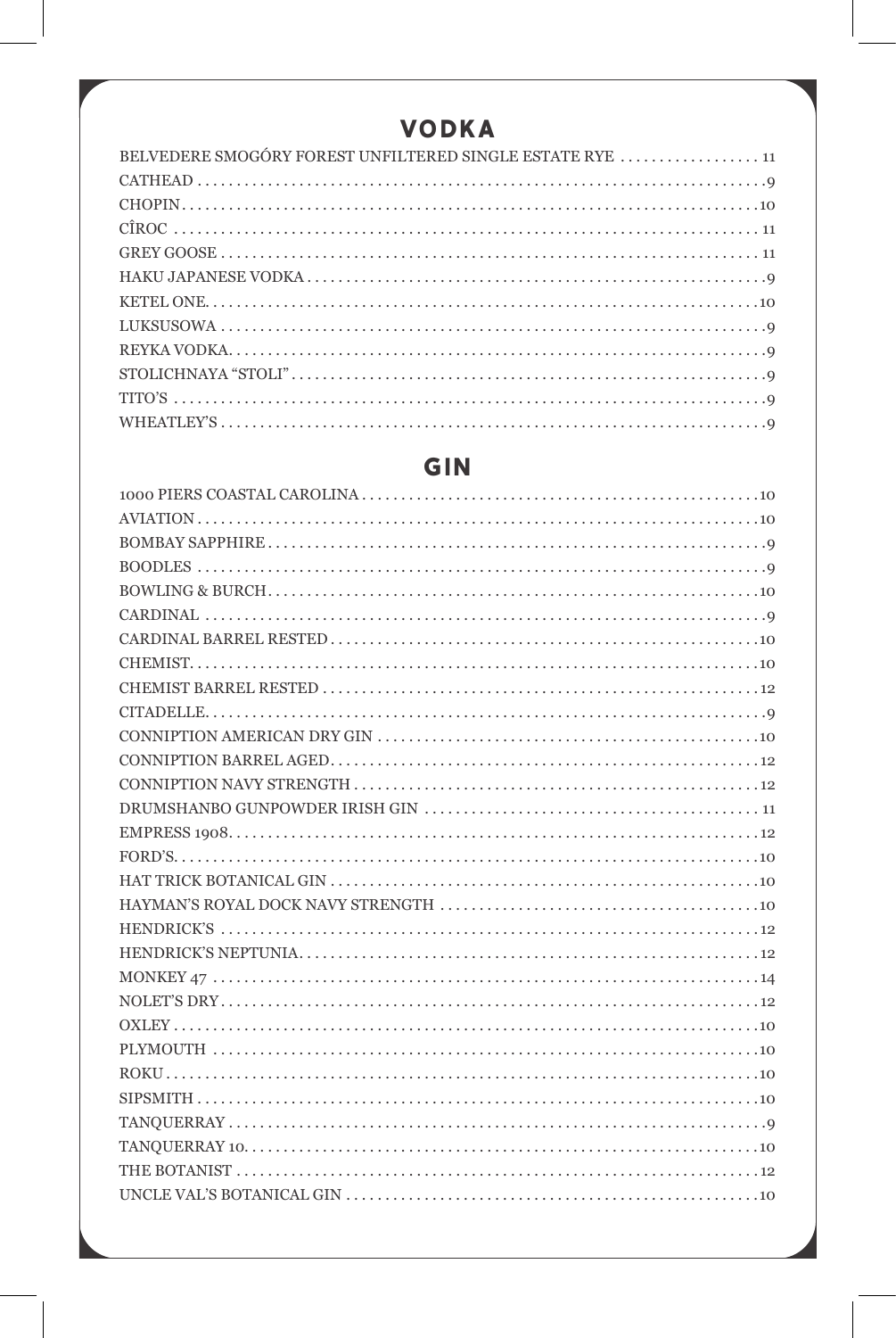## VODKA

BELVEDERE SMOGÓRY FOREST UNFILTERED SINGLE ESTATE RYE . . . . . . . . . . . . . . . . . 11
CATHEAD . . . . . . . . . . . . . . . . . . . . . . . . . . . . . . . . . . . . . . . . . . . . . . . . . . . . . . . . . . . . . . . . . . . . . 9
CHOPIN . . . . . . . . . . . . . . . . . . . . . . . . . . . . . . . . . . . . . . . . . . . . . . . . . . . . . . . . . . . . . . . . . . . . . . 10
CÎROC . . . . . . . . . . . . . . . . . . . . . . . . . . . . . . . . . . . . . . . . . . . . . . . . . . . . . . . . . . . . . . . . . . . . . . . 11
GREY GOOSE . . . . . . . . . . . . . . . . . . . . . . . . . . . . . . . . . . . . . . . . . . . . . . . . . . . . . . . . . . . . . . . . . 11
HAKU JAPANESE VODKA . . . . . . . . . . . . . . . . . . . . . . . . . . . . . . . . . . . . . . . . . . . . . . . . . . . . . . . . 9
KETEL ONE . . . . . . . . . . . . . . . . . . . . . . . . . . . . . . . . . . . . . . . . . . . . . . . . . . . . . . . . . . . . . . . . . . . 10
LUKSUSOWA . . . . . . . . . . . . . . . . . . . . . . . . . . . . . . . . . . . . . . . . . . . . . . . . . . . . . . . . . . . . . . . . . . 9
REYKA VODKA . . . . . . . . . . . . . . . . . . . . . . . . . . . . . . . . . . . . . . . . . . . . . . . . . . . . . . . . . . . . . . . . . 9
STOLICHNAYA "STOLI" . . . . . . . . . . . . . . . . . . . . . . . . . . . . . . . . . . . . . . . . . . . . . . . . . . . . . . . . . 9
TITO'S . . . . . . . . . . . . . . . . . . . . . . . . . . . . . . . . . . . . . . . . . . . . . . . . . . . . . . . . . . . . . . . . . . . . . . . . 9
WHEATLEY'S . . . . . . . . . . . . . . . . . . . . . . . . . . . . . . . . . . . . . . . . . . . . . . . . . . . . . . . . . . . . . . . . . . . 9

## GIN

1000 PIERS COASTAL CAROLINA . . . . . . . . . . . . . . . . . . . . . . . . . . . . . . . . . . . . . . . . . . . . . . . . 10
AVIATION . . . . . . . . . . . . . . . . . . . . . . . . . . . . . . . . . . . . . . . . . . . . . . . . . . . . . . . . . . . . . . . . . . . . . 10
BOMBAY SAPPHIRE . . . . . . . . . . . . . . . . . . . . . . . . . . . . . . . . . . . . . . . . . . . . . . . . . . . . . . . . . . . . 9
BOODLES . . . . . . . . . . . . . . . . . . . . . . . . . . . . . . . . . . . . . . . . . . . . . . . . . . . . . . . . . . . . . . . . . . . . . 9
BOWLING & BURCH . . . . . . . . . . . . . . . . . . . . . . . . . . . . . . . . . . . . . . . . . . . . . . . . . . . . . . . . . . . 10
CARDINAL . . . . . . . . . . . . . . . . . . . . . . . . . . . . . . . . . . . . . . . . . . . . . . . . . . . . . . . . . . . . . . . . . . . . 9
CARDINAL BARREL RESTED . . . . . . . . . . . . . . . . . . . . . . . . . . . . . . . . . . . . . . . . . . . . . . . . . . . . 10
CHEMIST . . . . . . . . . . . . . . . . . . . . . . . . . . . . . . . . . . . . . . . . . . . . . . . . . . . . . . . . . . . . . . . . . . . . . 10
CHEMIST BARREL RESTED . . . . . . . . . . . . . . . . . . . . . . . . . . . . . . . . . . . . . . . . . . . . . . . . . . . . . 12
CITADELLE . . . . . . . . . . . . . . . . . . . . . . . . . . . . . . . . . . . . . . . . . . . . . . . . . . . . . . . . . . . . . . . . . . . 9
CONNIPTION AMERICAN DRY GIN . . . . . . . . . . . . . . . . . . . . . . . . . . . . . . . . . . . . . . . . . . . . . . 10
CONNIPTION BARREL AGED . . . . . . . . . . . . . . . . . . . . . . . . . . . . . . . . . . . . . . . . . . . . . . . . . . . . 12
CONNIPTION NAVY STRENGTH . . . . . . . . . . . . . . . . . . . . . . . . . . . . . . . . . . . . . . . . . . . . . . . . . 12
DRUMSHANBO GUNPOWDER IRISH GIN . . . . . . . . . . . . . . . . . . . . . . . . . . . . . . . . . . . . . . . . . 11
EMPRESS 1908 . . . . . . . . . . . . . . . . . . . . . . . . . . . . . . . . . . . . . . . . . . . . . . . . . . . . . . . . . . . . . . . . 12
FORD'S . . . . . . . . . . . . . . . . . . . . . . . . . . . . . . . . . . . . . . . . . . . . . . . . . . . . . . . . . . . . . . . . . . . . . . 10
HAT TRICK BOTANICAL GIN . . . . . . . . . . . . . . . . . . . . . . . . . . . . . . . . . . . . . . . . . . . . . . . . . . . . 10
HAYMAN'S ROYAL DOCK NAVY STRENGTH . . . . . . . . . . . . . . . . . . . . . . . . . . . . . . . . . . . . . . 10
HENDRICK'S . . . . . . . . . . . . . . . . . . . . . . . . . . . . . . . . . . . . . . . . . . . . . . . . . . . . . . . . . . . . . . . . . . 12
HENDRICK'S NEPTUNIA . . . . . . . . . . . . . . . . . . . . . . . . . . . . . . . . . . . . . . . . . . . . . . . . . . . . . . . . 12
MONKEY 47 . . . . . . . . . . . . . . . . . . . . . . . . . . . . . . . . . . . . . . . . . . . . . . . . . . . . . . . . . . . . . . . . . . . 14
NOLET'S DRY . . . . . . . . . . . . . . . . . . . . . . . . . . . . . . . . . . . . . . . . . . . . . . . . . . . . . . . . . . . . . . . . . 12
OXLEY . . . . . . . . . . . . . . . . . . . . . . . . . . . . . . . . . . . . . . . . . . . . . . . . . . . . . . . . . . . . . . . . . . . . . . . 10
PLYMOUTH . . . . . . . . . . . . . . . . . . . . . . . . . . . . . . . . . . . . . . . . . . . . . . . . . . . . . . . . . . . . . . . . . . . 10
ROKU . . . . . . . . . . . . . . . . . . . . . . . . . . . . . . . . . . . . . . . . . . . . . . . . . . . . . . . . . . . . . . . . . . . . . . . . 10
SIPSMITH . . . . . . . . . . . . . . . . . . . . . . . . . . . . . . . . . . . . . . . . . . . . . . . . . . . . . . . . . . . . . . . . . . . . 10
TANQUERRAY . . . . . . . . . . . . . . . . . . . . . . . . . . . . . . . . . . . . . . . . . . . . . . . . . . . . . . . . . . . . . . . . . 9
TANQUERRAY 10 . . . . . . . . . . . . . . . . . . . . . . . . . . . . . . . . . . . . . . . . . . . . . . . . . . . . . . . . . . . . . . 10
THE BOTANIST . . . . . . . . . . . . . . . . . . . . . . . . . . . . . . . . . . . . . . . . . . . . . . . . . . . . . . . . . . . . . . . . 12
UNCLE VAL'S BOTANICAL GIN . . . . . . . . . . . . . . . . . . . . . . . . . . . . . . . . . . . . . . . . . . . . . . . . . . 10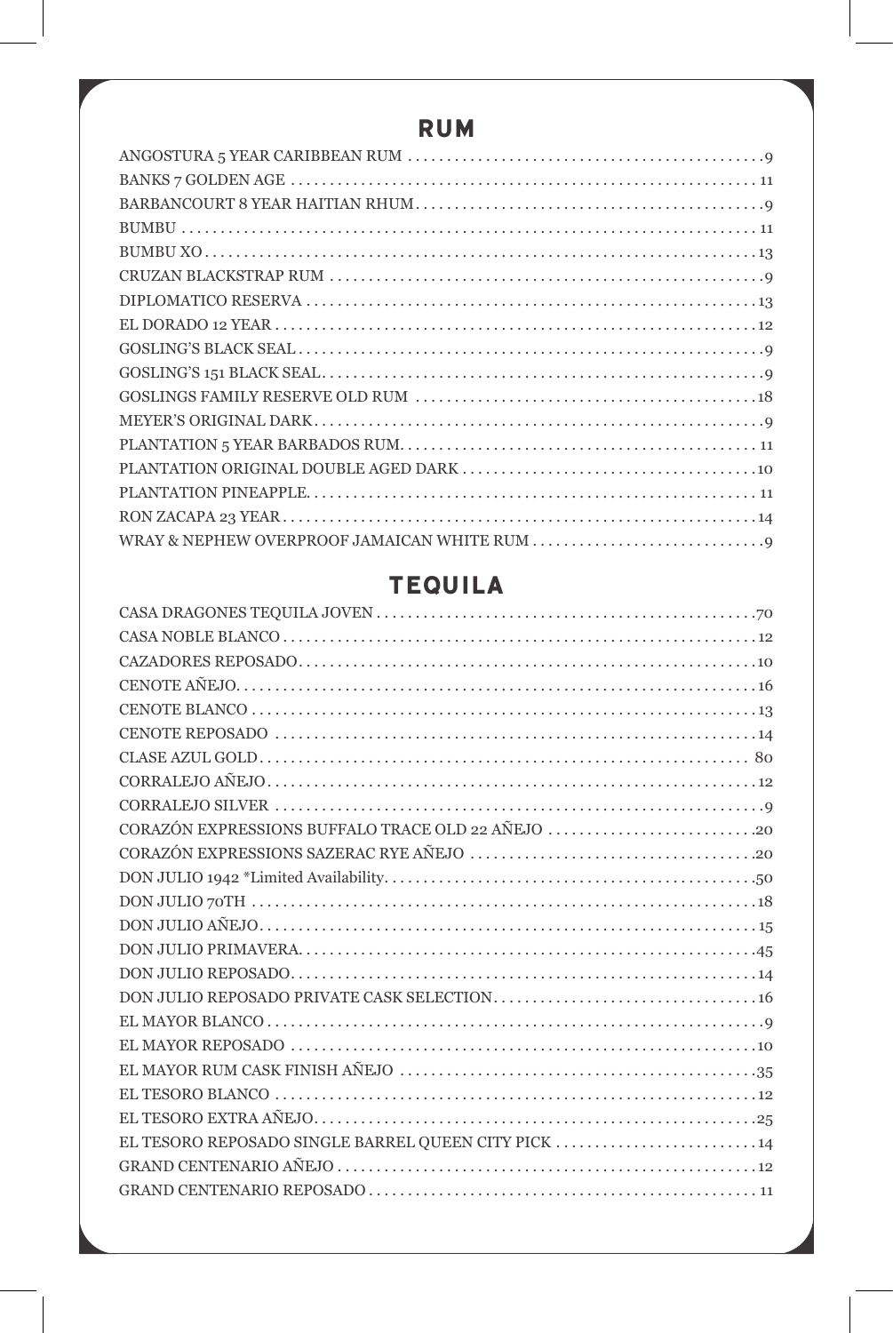## RUM

| | |
|---|---|
| ANGOSTURA 5 YEAR CARIBBEAN RUM | 9 |
| BANKS 7 GOLDEN AGE | 11 |
| BARBANCOURT 8 YEAR HAITIAN RHUM | 9 |
| BUMBU | 11 |
| BUMBU XO | 13 |
| CRUZAN BLACKSTRAP RUM | 9 |
| DIPLOMATICO RESERVA | 13 |
| EL DORADO 12 YEAR | 12 |
| GOSLING'S BLACK SEAL | 9 |
| GOSLING'S 151 BLACK SEAL | 9 |
| GOSLINGS FAMILY RESERVE OLD RUM | 18 |
| MEYER'S ORIGINAL DARK | 9 |
| PLANTATION 5 YEAR BARBADOS RUM | 11 |
| PLANTATION ORIGINAL DOUBLE AGED DARK | 10 |
| PLANTATION PINEAPPLE | 11 |
| RON ZACAPA 23 YEAR | 14 |
| WRAY & NEPHEW OVERPROOF JAMAICAN WHITE RUM | 9 |

## TEQUILA

| | |
|---|---|
| CASA DRAGONES TEQUILA JOVEN | 70 |
| CASA NOBLE BLANCO | 12 |
| CAZADORES REPOSADO | 10 |
| CENOTE AÑEJO | 16 |
| CENOTE BLANCO | 13 |
| CENOTE REPOSADO | 14 |
| CLASE AZUL GOLD | 80 |
| CORRALEJO AÑEJO | 12 |
| CORRALEJO SILVER | 9 |
| CORAZÓN EXPRESSIONS BUFFALO TRACE OLD 22 AÑEJO | 20 |
| CORAZÓN EXPRESSIONS SAZERAC RYE AÑEJO | 20 |
| DON JULIO 1942 *Limited Availability | 50 |
| DON JULIO 70TH | 18 |
| DON JULIO AÑEJO | 15 |
| DON JULIO PRIMAVERA | 45 |
| DON JULIO REPOSADO | 14 |
| DON JULIO REPOSADO PRIVATE CASK SELECTION | 16 |
| EL MAYOR BLANCO | 9 |
| EL MAYOR REPOSADO | 10 |
| EL MAYOR RUM CASK FINISH AÑEJO | 35 |
| EL TESORO BLANCO | 12 |
| EL TESORO EXTRA AÑEJO | 25 |
| EL TESORO REPOSADO SINGLE BARREL QUEEN CITY PICK | 14 |
| GRAND CENTENARIO AÑEJO | 12 |
| GRAND CENTENARIO REPOSADO | 11 |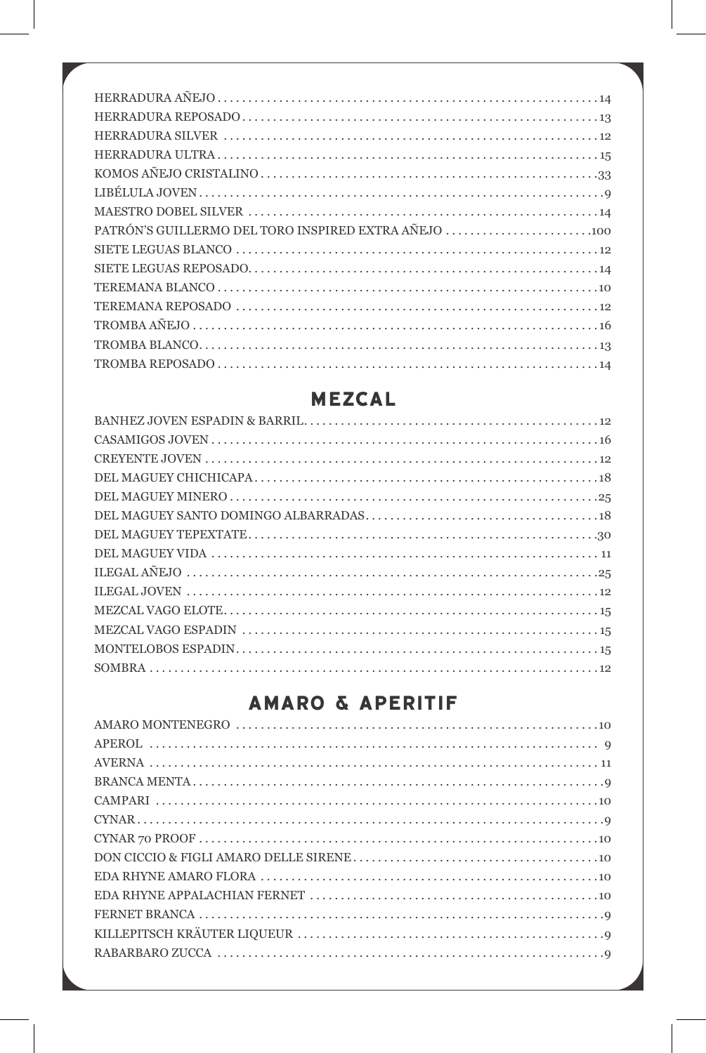HERRADURA AÑEJO . . . . . . . . . . . . . . . . . . . . . . . . . . . . . . . . . . . . . . . . . . . . . . . . . . . . . . . . . . . . . . 14
HERRADURA REPOSADO . . . . . . . . . . . . . . . . . . . . . . . . . . . . . . . . . . . . . . . . . . . . . . . . . . . . . . . . . 13
HERRADURA SILVER . . . . . . . . . . . . . . . . . . . . . . . . . . . . . . . . . . . . . . . . . . . . . . . . . . . . . . . . . . . . 12
HERRADURA ULTRA . . . . . . . . . . . . . . . . . . . . . . . . . . . . . . . . . . . . . . . . . . . . . . . . . . . . . . . . . . . . . 15
KOMOS AÑEJO CRISTALINO . . . . . . . . . . . . . . . . . . . . . . . . . . . . . . . . . . . . . . . . . . . . . . . . . . . . . 33
LIBÉLULA JOVEN . . . . . . . . . . . . . . . . . . . . . . . . . . . . . . . . . . . . . . . . . . . . . . . . . . . . . . . . . . . . . . . . . 9
MAESTRO DOBEL SILVER . . . . . . . . . . . . . . . . . . . . . . . . . . . . . . . . . . . . . . . . . . . . . . . . . . . . . . . . 14
PATRÓN'S GUILLERMO DEL TORO INSPIRED EXTRA AÑEJO . . . . . . . . . . . . . . . . . . . . . . . 100
SIETE LEGUAS BLANCO . . . . . . . . . . . . . . . . . . . . . . . . . . . . . . . . . . . . . . . . . . . . . . . . . . . . . . . . . . 12
SIETE LEGUAS REPOSADO . . . . . . . . . . . . . . . . . . . . . . . . . . . . . . . . . . . . . . . . . . . . . . . . . . . . . . . 14
TEREMANA BLANCO . . . . . . . . . . . . . . . . . . . . . . . . . . . . . . . . . . . . . . . . . . . . . . . . . . . . . . . . . . . . . 10
TEREMANA REPOSADO . . . . . . . . . . . . . . . . . . . . . . . . . . . . . . . . . . . . . . . . . . . . . . . . . . . . . . . . . . 12
TROMBA AÑEJO . . . . . . . . . . . . . . . . . . . . . . . . . . . . . . . . . . . . . . . . . . . . . . . . . . . . . . . . . . . . . . . . . 16
TROMBA BLANCO . . . . . . . . . . . . . . . . . . . . . . . . . . . . . . . . . . . . . . . . . . . . . . . . . . . . . . . . . . . . . . . . 13
TROMBA REPOSADO . . . . . . . . . . . . . . . . . . . . . . . . . . . . . . . . . . . . . . . . . . . . . . . . . . . . . . . . . . . . . 14

## MEZCAL

BANHEZ JOVEN ESPADIN & BARRIL . . . . . . . . . . . . . . . . . . . . . . . . . . . . . . . . . . . . . . . . . . . . . . . 12
CASAMIGOS JOVEN . . . . . . . . . . . . . . . . . . . . . . . . . . . . . . . . . . . . . . . . . . . . . . . . . . . . . . . . . . . . . . 16
CREYENTE JOVEN . . . . . . . . . . . . . . . . . . . . . . . . . . . . . . . . . . . . . . . . . . . . . . . . . . . . . . . . . . . . . . . 12
DEL MAGUEY CHICHICAPA . . . . . . . . . . . . . . . . . . . . . . . . . . . . . . . . . . . . . . . . . . . . . . . . . . . . . . . 18
DEL MAGUEY MINERO . . . . . . . . . . . . . . . . . . . . . . . . . . . . . . . . . . . . . . . . . . . . . . . . . . . . . . . . . . . 25
DEL MAGUEY SANTO DOMINGO ALBARRADAS . . . . . . . . . . . . . . . . . . . . . . . . . . . . . . . . . . . . 18
DEL MAGUEY TEPEXTATE . . . . . . . . . . . . . . . . . . . . . . . . . . . . . . . . . . . . . . . . . . . . . . . . . . . . . . . . 30
DEL MAGUEY VIDA . . . . . . . . . . . . . . . . . . . . . . . . . . . . . . . . . . . . . . . . . . . . . . . . . . . . . . . . . . . . . . 11
ILEGAL AÑEJO . . . . . . . . . . . . . . . . . . . . . . . . . . . . . . . . . . . . . . . . . . . . . . . . . . . . . . . . . . . . . . . . . . 25
ILEGAL JOVEN . . . . . . . . . . . . . . . . . . . . . . . . . . . . . . . . . . . . . . . . . . . . . . . . . . . . . . . . . . . . . . . . . . 12
MEZCAL VAGO ELOTE . . . . . . . . . . . . . . . . . . . . . . . . . . . . . . . . . . . . . . . . . . . . . . . . . . . . . . . . . . . . 15
MEZCAL VAGO ESPADIN . . . . . . . . . . . . . . . . . . . . . . . . . . . . . . . . . . . . . . . . . . . . . . . . . . . . . . . . . 15
MONTELOBOS ESPADIN . . . . . . . . . . . . . . . . . . . . . . . . . . . . . . . . . . . . . . . . . . . . . . . . . . . . . . . . . . 15
SOMBRA . . . . . . . . . . . . . . . . . . . . . . . . . . . . . . . . . . . . . . . . . . . . . . . . . . . . . . . . . . . . . . . . . . . . . . . . 12

## AMARO & APERITIF

AMARO MONTENEGRO . . . . . . . . . . . . . . . . . . . . . . . . . . . . . . . . . . . . . . . . . . . . . . . . . . . . . . . . . . 10
APEROL . . . . . . . . . . . . . . . . . . . . . . . . . . . . . . . . . . . . . . . . . . . . . . . . . . . . . . . . . . . . . . . . . . . . . . . . . 9
AVERNA . . . . . . . . . . . . . . . . . . . . . . . . . . . . . . . . . . . . . . . . . . . . . . . . . . . . . . . . . . . . . . . . . . . . . . . . 11
BRANCA MENTA . . . . . . . . . . . . . . . . . . . . . . . . . . . . . . . . . . . . . . . . . . . . . . . . . . . . . . . . . . . . . . . . . 9
CAMPARI . . . . . . . . . . . . . . . . . . . . . . . . . . . . . . . . . . . . . . . . . . . . . . . . . . . . . . . . . . . . . . . . . . . . . . . 10
CYNAR . . . . . . . . . . . . . . . . . . . . . . . . . . . . . . . . . . . . . . . . . . . . . . . . . . . . . . . . . . . . . . . . . . . . . . . . . . 9
CYNAR 70 PROOF . . . . . . . . . . . . . . . . . . . . . . . . . . . . . . . . . . . . . . . . . . . . . . . . . . . . . . . . . . . . . . . 10
DON CICCIO & FIGLI AMARO DELLE SIRENE . . . . . . . . . . . . . . . . . . . . . . . . . . . . . . . . . . . . . . . 10
EDA RHYNE AMARO FLORA . . . . . . . . . . . . . . . . . . . . . . . . . . . . . . . . . . . . . . . . . . . . . . . . . . . . . . . 10
EDA RHYNE APPALACHIAN FERNET . . . . . . . . . . . . . . . . . . . . . . . . . . . . . . . . . . . . . . . . . . . . . . . 10
FERNET BRANCA . . . . . . . . . . . . . . . . . . . . . . . . . . . . . . . . . . . . . . . . . . . . . . . . . . . . . . . . . . . . . . . . 9
KILLEPITSCH KRÄUTER LIQUEUR . . . . . . . . . . . . . . . . . . . . . . . . . . . . . . . . . . . . . . . . . . . . . . . . . 9
RABARBARO ZUCCA . . . . . . . . . . . . . . . . . . . . . . . . . . . . . . . . . . . . . . . . . . . . . . . . . . . . . . . . . . . . . 9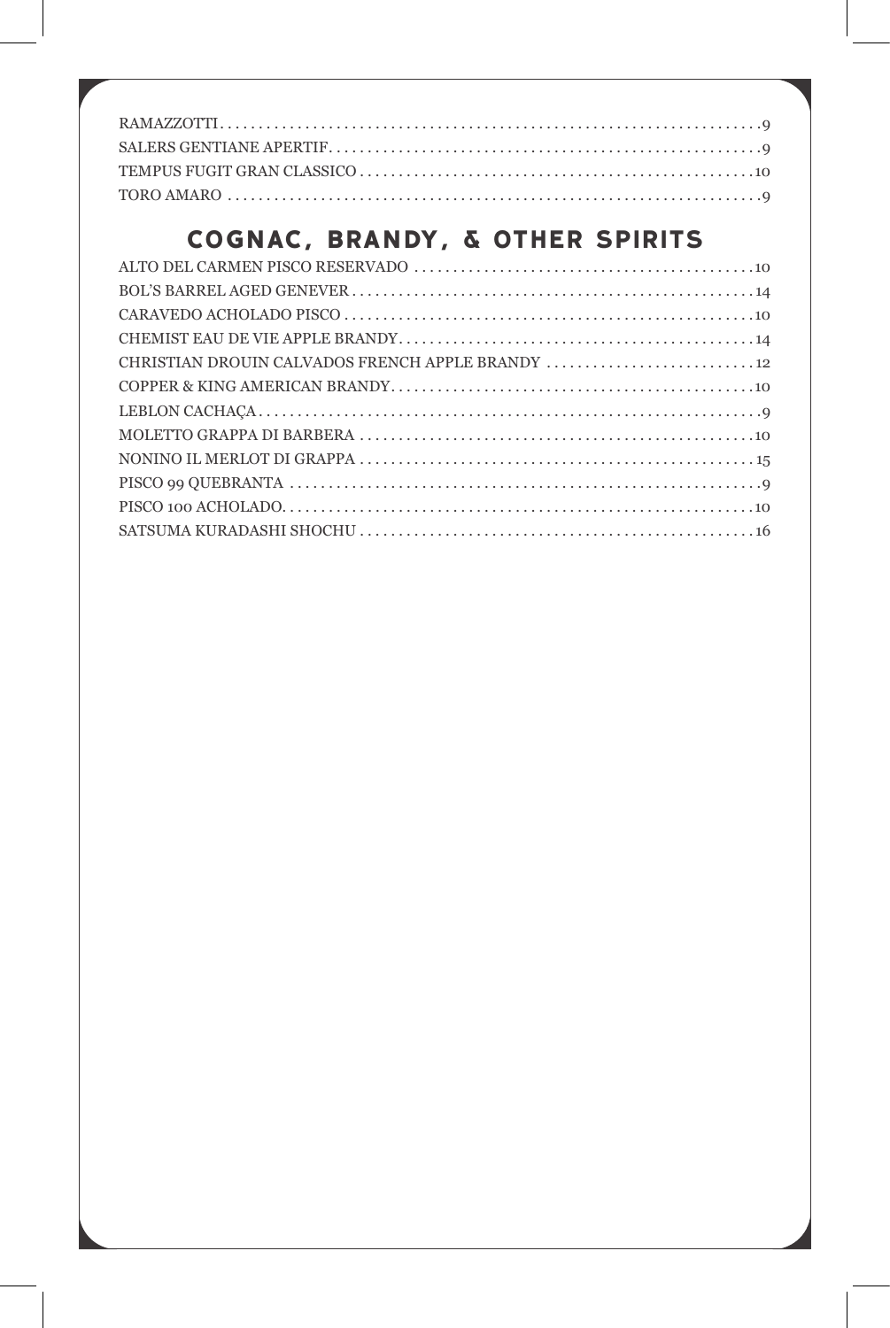RAMAZZOTTI . . . . . . . . . . . . . . . . . . . . . . . . . . . . . . . . . . . . . . . . . . . . . . . . . . . . . . . . . . . . . . . . . . . . . 9

SALERS GENTIANE APERTIF . . . . . . . . . . . . . . . . . . . . . . . . . . . . . . . . . . . . . . . . . . . . . . . . . . . . . . . . 9

TEMPUS FUGIT GRAN CLASSICO . . . . . . . . . . . . . . . . . . . . . . . . . . . . . . . . . . . . . . . . . . . . . . . . . . 10

TORO AMARO . . . . . . . . . . . . . . . . . . . . . . . . . . . . . . . . . . . . . . . . . . . . . . . . . . . . . . . . . . . . . . . . . . . 9

## COGNAC, BRANDY, & OTHER SPIRITS

ALTO DEL CARMEN PISCO RESERVADO . . . . . . . . . . . . . . . . . . . . . . . . . . . . . . . . . . . . . . . . . . . 10

BOL'S BARREL AGED GENEVER . . . . . . . . . . . . . . . . . . . . . . . . . . . . . . . . . . . . . . . . . . . . . . . . . . . 14

CARAVEDO ACHOLADO PISCO . . . . . . . . . . . . . . . . . . . . . . . . . . . . . . . . . . . . . . . . . . . . . . . . . . . . 10

CHEMIST EAU DE VIE APPLE BRANDY . . . . . . . . . . . . . . . . . . . . . . . . . . . . . . . . . . . . . . . . . . . . . 14

CHRISTIAN DROUIN CALVADOS FRENCH APPLE BRANDY . . . . . . . . . . . . . . . . . . . . . . . . . . 12

COPPER & KING AMERICAN BRANDY . . . . . . . . . . . . . . . . . . . . . . . . . . . . . . . . . . . . . . . . . . . . . . 10

LEBLON CACHAÇA . . . . . . . . . . . . . . . . . . . . . . . . . . . . . . . . . . . . . . . . . . . . . . . . . . . . . . . . . . . . . . . . 9

MOLETTO GRAPPA DI BARBERA . . . . . . . . . . . . . . . . . . . . . . . . . . . . . . . . . . . . . . . . . . . . . . . . . . 10

NONINO IL MERLOT DI GRAPPA . . . . . . . . . . . . . . . . . . . . . . . . . . . . . . . . . . . . . . . . . . . . . . . . . . 15

PISCO 99 QUEBRANTA . . . . . . . . . . . . . . . . . . . . . . . . . . . . . . . . . . . . . . . . . . . . . . . . . . . . . . . . . . . . 9

PISCO 100 ACHOLADO . . . . . . . . . . . . . . . . . . . . . . . . . . . . . . . . . . . . . . . . . . . . . . . . . . . . . . . . . . . . 10

SATSUMA KURADASHI SHOCHU . . . . . . . . . . . . . . . . . . . . . . . . . . . . . . . . . . . . . . . . . . . . . . . . . . 16